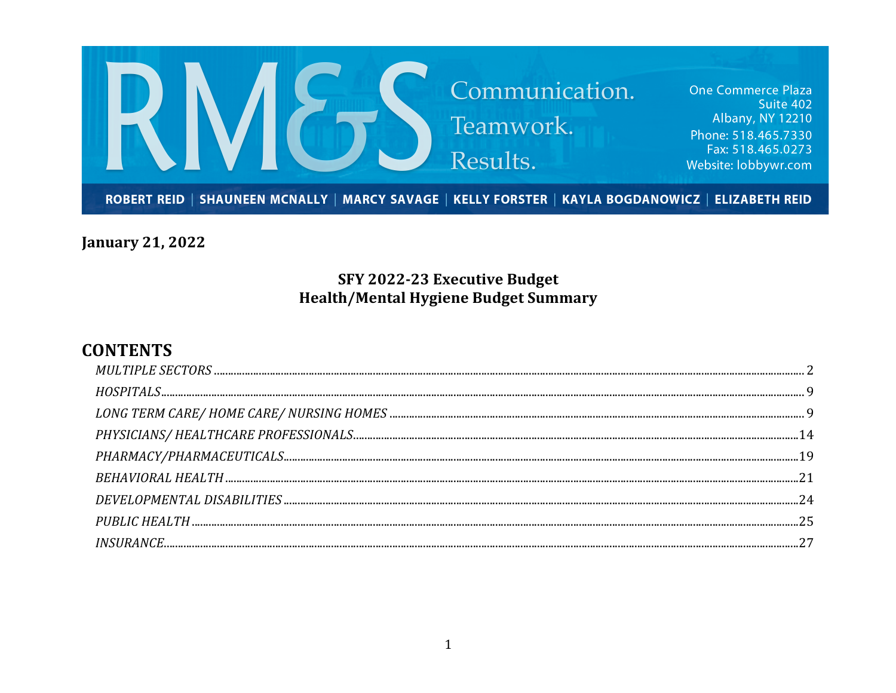RM&S

Communication. Teamwork. Results.

One Commerce Plaza
Suite 402
Albany, NY 12210
Phone: 518.465.7330
Fax: 518.465.0273
Website: lobbywr.com

ROBERT REID | SHAUNEEN MCNALLY | MARCY SAVAGE | KELLY FORSTER | KAYLA BOGDANOWICZ | ELIZABETH REID

**January 21, 2022**

# SFY 2022-23 Executive Budget
# Health/Mental Hygiene Budget Summary

## CONTENTS

*MULTIPLE SECTORS* ........ 2
*HOSPITALS* ........ 9
*LONG TERM CARE/ HOME CARE/ NURSING HOMES* ........ 9
*PHYSICIANS/ HEALTHCARE PROFESSIONALS* ........ 14
*PHARMACY/PHARMACEUTICALS* ........ 19
*BEHAVIORAL HEALTH* ........ 21
*DEVELOPMENTAL DISABILITIES* ........ 24
*PUBLIC HEALTH* ........ 25
*INSURANCE* ........ 27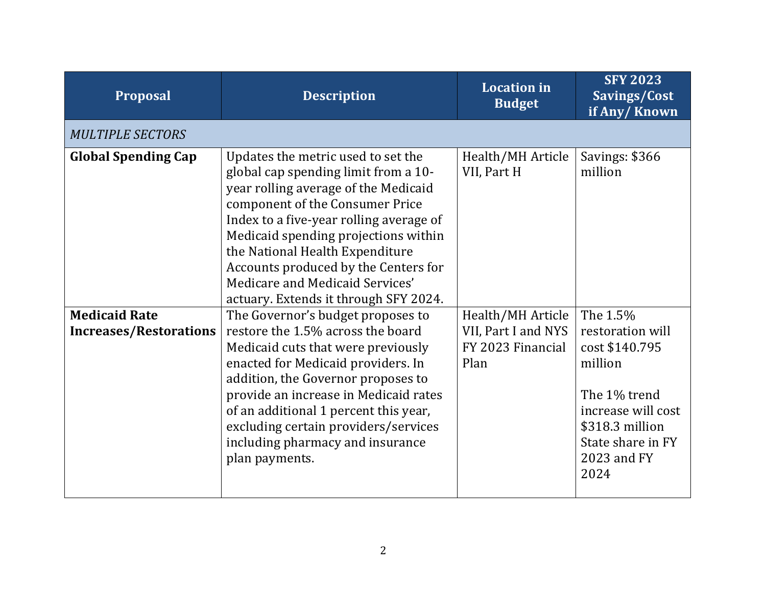| Proposal | Description | Location in Budget | SFY 2023 Savings/Cost if Any/ Known |
|---|---|---|---|
| *MULTIPLE SECTORS* | | | |
| **Global Spending Cap** | Updates the metric used to set the global cap spending limit from a 10-year rolling average of the Medicaid component of the Consumer Price Index to a five-year rolling average of Medicaid spending projections within the National Health Expenditure Accounts produced by the Centers for Medicare and Medicaid Services' actuary. Extends it through SFY 2024. | Health/MH Article VII, Part H | Savings: $366 million |
| **Medicaid Rate Increases/Restorations** | The Governor's budget proposes to restore the 1.5% across the board Medicaid cuts that were previously enacted for Medicaid providers. In addition, the Governor proposes to provide an increase in Medicaid rates of an additional 1 percent this year, excluding certain providers/services including pharmacy and insurance plan payments. | Health/MH Article VII, Part I and NYS FY 2023 Financial Plan | The 1.5% restoration will cost $140.795 million<br><br>The 1% trend increase will cost $318.3 million State share in FY 2023 and FY 2024 |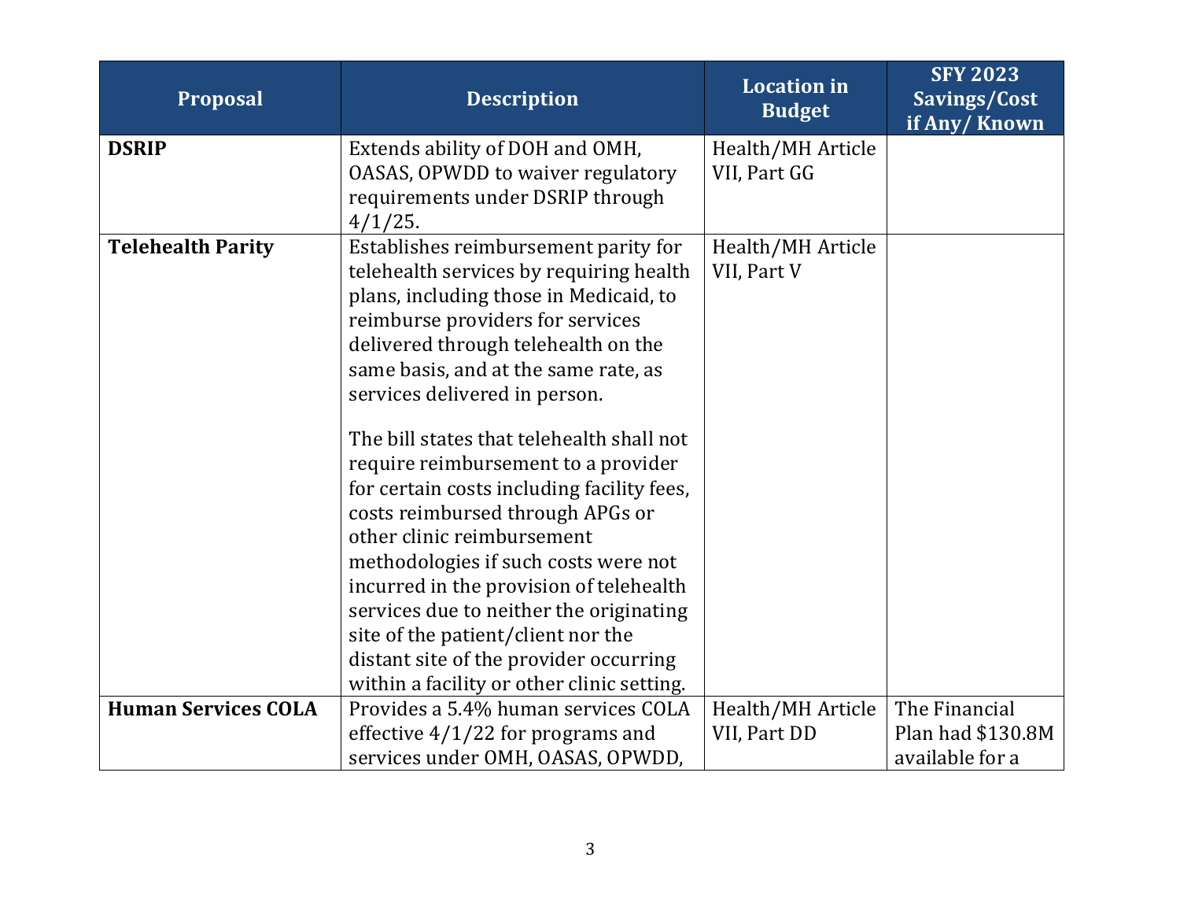| Proposal | Description | Location in Budget | SFY 2023 Savings/Cost if Any/ Known |
|---|---|---|---|
| **DSRIP** | Extends ability of DOH and OMH, OASAS, OPWDD to waiver regulatory requirements under DSRIP through 4/1/25. | Health/MH Article VII, Part GG | |
| **Telehealth Parity** | Establishes reimbursement parity for telehealth services by requiring health plans, including those in Medicaid, to reimburse providers for services delivered through telehealth on the same basis, and at the same rate, as services delivered in person.<br><br>The bill states that telehealth shall not require reimbursement to a provider for certain costs including facility fees, costs reimbursed through APGs or other clinic reimbursement methodologies if such costs were not incurred in the provision of telehealth services due to neither the originating site of the patient/client nor the distant site of the provider occurring within a facility or other clinic setting. | Health/MH Article VII, Part V | |
| **Human Services COLA** | Provides a 5.4% human services COLA effective 4/1/22 for programs and services under OMH, OASAS, OPWDD, | Health/MH Article VII, Part DD | The Financial Plan had $130.8M available for a |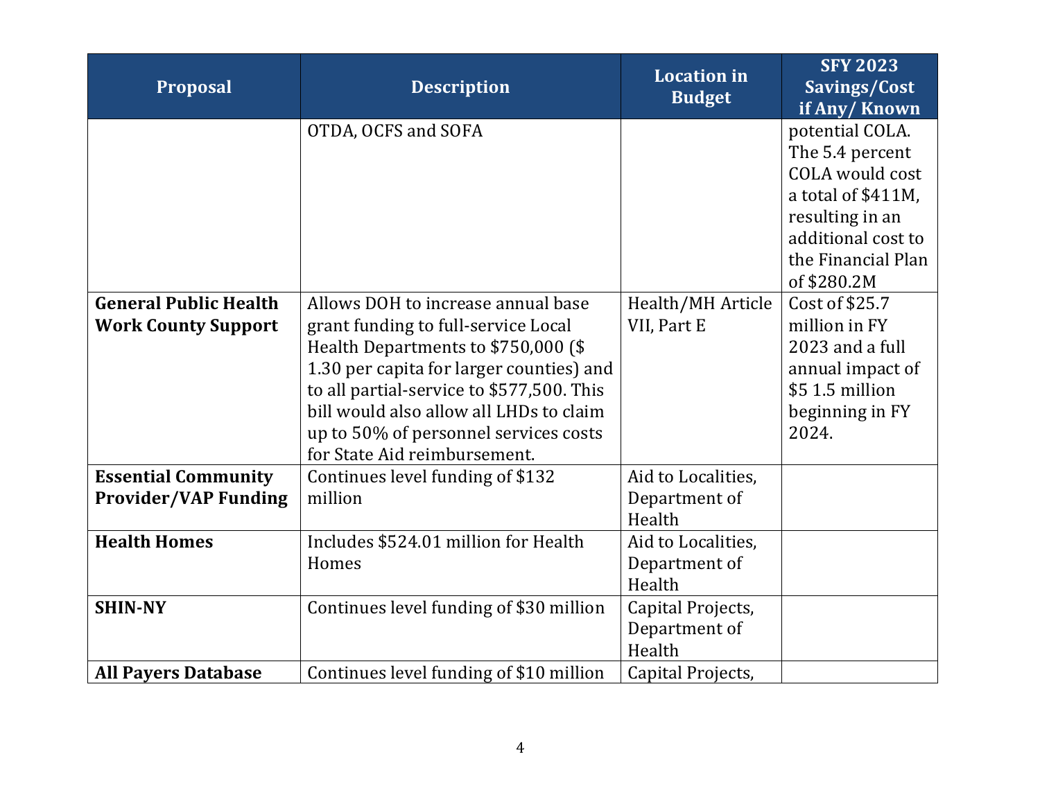| Proposal | Description | Location in Budget | SFY 2023 Savings/Cost if Any/ Known |
|---|---|---|---|
| | OTDA, OCFS and SOFA | | potential COLA. The 5.4 percent COLA would cost a total of $411M, resulting in an additional cost to the Financial Plan of $280.2M |
| **General Public Health Work County Support** | Allows DOH to increase annual base grant funding to full-service Local Health Departments to $750,000 ($ 1.30 per capita for larger counties) and to all partial-service to $577,500. This bill would also allow all LHDs to claim up to 50% of personnel services costs for State Aid reimbursement. | Health/MH Article VII, Part E | Cost of $25.7 million in FY 2023 and a full annual impact of $5 1.5 million beginning in FY 2024. |
| **Essential Community Provider/VAP Funding** | Continues level funding of $132 million | Aid to Localities, Department of Health | |
| **Health Homes** | Includes $524.01 million for Health Homes | Aid to Localities, Department of Health | |
| **SHIN-NY** | Continues level funding of $30 million | Capital Projects, Department of Health | |
| **All Payers Database** | Continues level funding of $10 million | Capital Projects, | |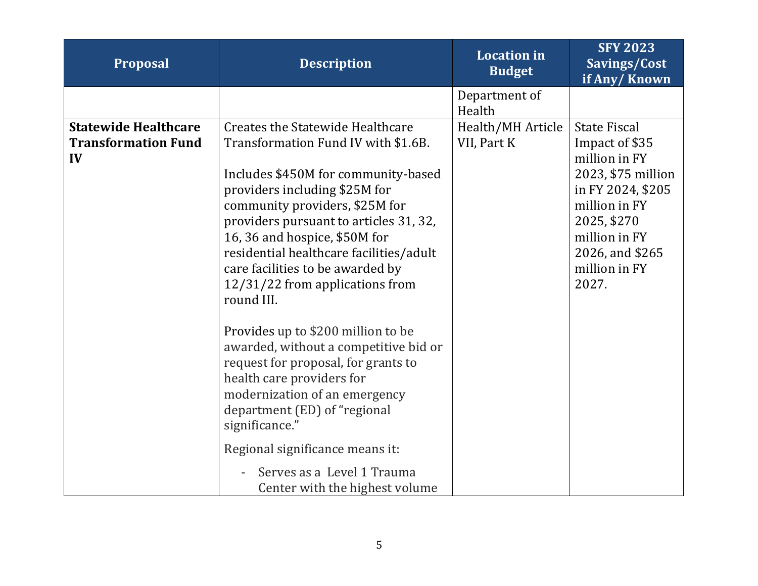| Proposal | Description | Location in Budget | SFY 2023 Savings/Cost if Any/ Known |
|---|---|---|---|
| | | Department of Health | |
| **Statewide Healthcare Transformation Fund IV** | Creates the Statewide Healthcare Transformation Fund IV with $1.6B.<br><br>Includes $450M for community-based providers including $25M for community providers, $25M for providers pursuant to articles 31, 32, 16, 36 and hospice, $50M for residential healthcare facilities/adult care facilities to be awarded by 12/31/22 from applications from round III.<br><br>Provides up to $200 million to be awarded, without a competitive bid or request for proposal, for grants to health care providers for modernization of an emergency department (ED) of "regional significance."<br><br>Regional significance means it:<br><br>- Serves as a Level 1 Trauma Center with the highest volume | Health/MH Article VII, Part K | State Fiscal Impact of $35 million in FY 2023, $75 million in FY 2024, $205 million in FY 2025, $270 million in FY 2026, and $265 million in FY 2027. |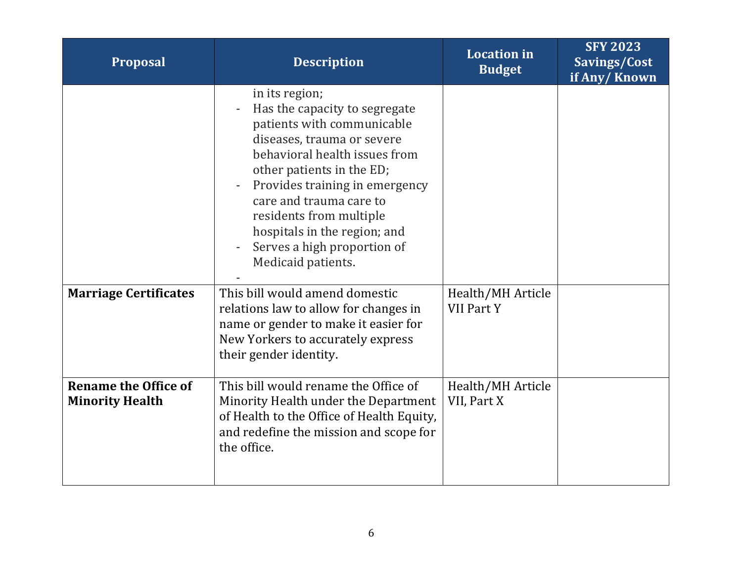| Proposal | Description | Location in Budget | SFY 2023 Savings/Cost if Any/ Known |
|---|---|---|---|
| | in its region;<br>- Has the capacity to segregate patients with communicable diseases, trauma or severe behavioral health issues from other patients in the ED;<br>- Provides training in emergency care and trauma care to residents from multiple hospitals in the region; and<br>- Serves a high proportion of Medicaid patients.<br>- | | |
| **Marriage Certificates** | This bill would amend domestic relations law to allow for changes in name or gender to make it easier for New Yorkers to accurately express their gender identity. | Health/MH Article VII Part Y | |
| **Rename the Office of Minority Health** | This bill would rename the Office of Minority Health under the Department of Health to the Office of Health Equity, and redefine the mission and scope for the office. | Health/MH Article VII, Part X | |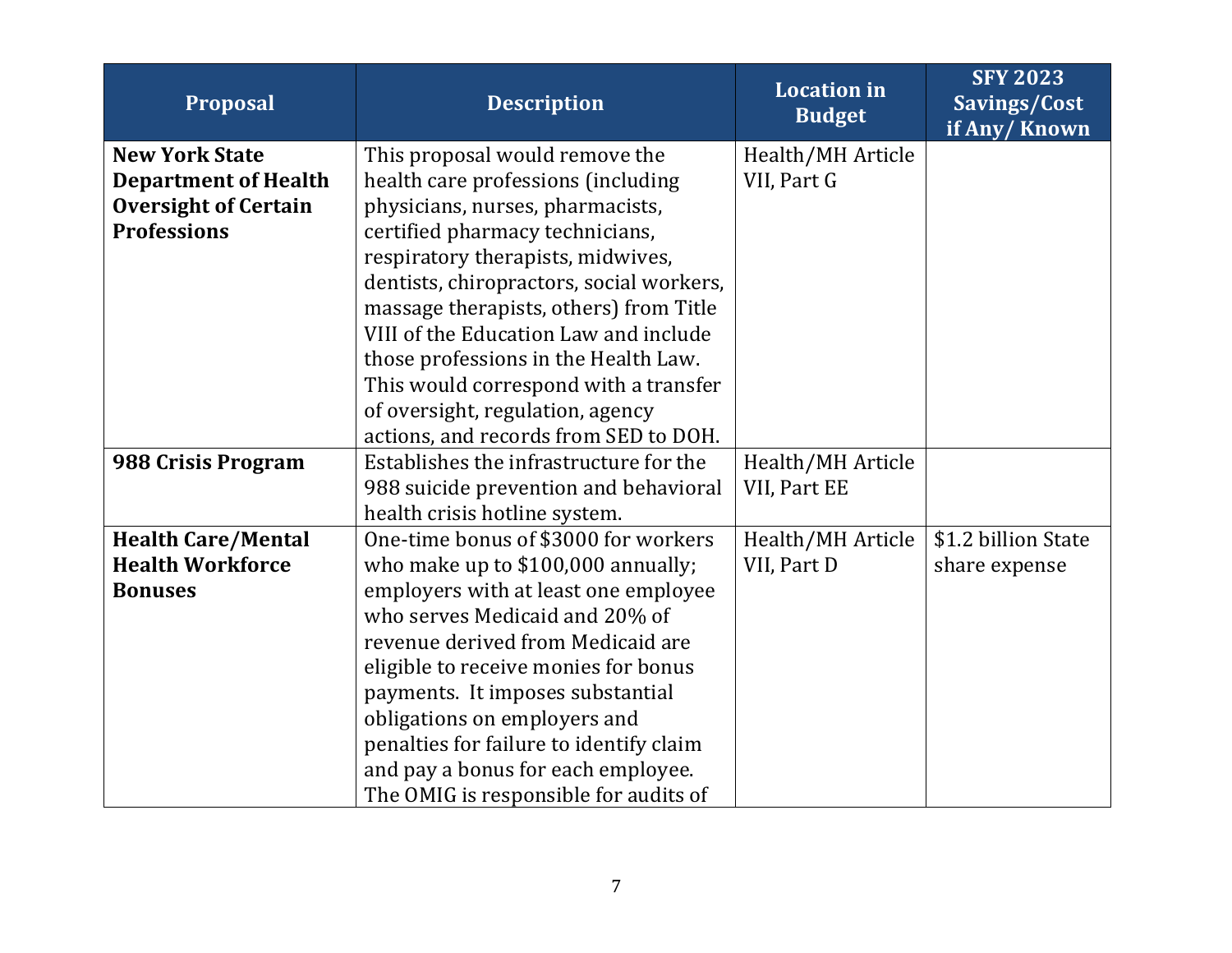| Proposal | Description | Location in Budget | SFY 2023 Savings/Cost if Any/ Known |
|---|---|---|---|
| **New York State Department of Health Oversight of Certain Professions** | This proposal would remove the health care professions (including physicians, nurses, pharmacists, certified pharmacy technicians, respiratory therapists, midwives, dentists, chiropractors, social workers, massage therapists, others) from Title VIII of the Education Law and include those professions in the Health Law. This would correspond with a transfer of oversight, regulation, agency actions, and records from SED to DOH. | Health/MH Article VII, Part G | |
| **988 Crisis Program** | Establishes the infrastructure for the 988 suicide prevention and behavioral health crisis hotline system. | Health/MH Article VII, Part EE | |
| **Health Care/Mental Health Workforce Bonuses** | One-time bonus of $3000 for workers who make up to $100,000 annually; employers with at least one employee who serves Medicaid and 20% of revenue derived from Medicaid are eligible to receive monies for bonus payments. It imposes substantial obligations on employers and penalties for failure to identify claim and pay a bonus for each employee. The OMIG is responsible for audits of | Health/MH Article VII, Part D | $1.2 billion State share expense |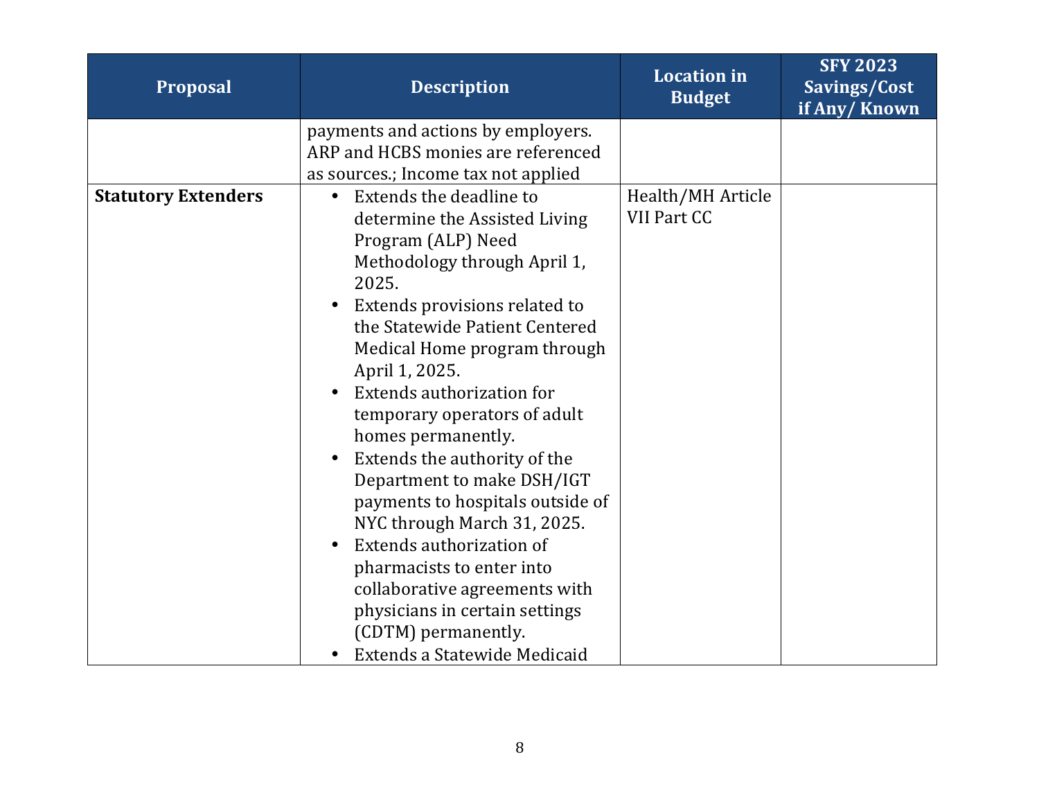| Proposal | Description | Location in Budget | SFY 2023 Savings/Cost if Any/ Known |
|---|---|---|---|
| | payments and actions by employers. ARP and HCBS monies are referenced as sources.; Income tax not applied | | |
| **Statutory Extenders** | • Extends the deadline to determine the Assisted Living Program (ALP) Need Methodology through April 1, 2025.<br>• Extends provisions related to the Statewide Patient Centered Medical Home program through April 1, 2025.<br>• Extends authorization for temporary operators of adult homes permanently.<br>• Extends the authority of the Department to make DSH/IGT payments to hospitals outside of NYC through March 31, 2025.<br>• Extends authorization of pharmacists to enter into collaborative agreements with physicians in certain settings (CDTM) permanently.<br>• Extends a Statewide Medicaid | Health/MH Article VII Part CC | |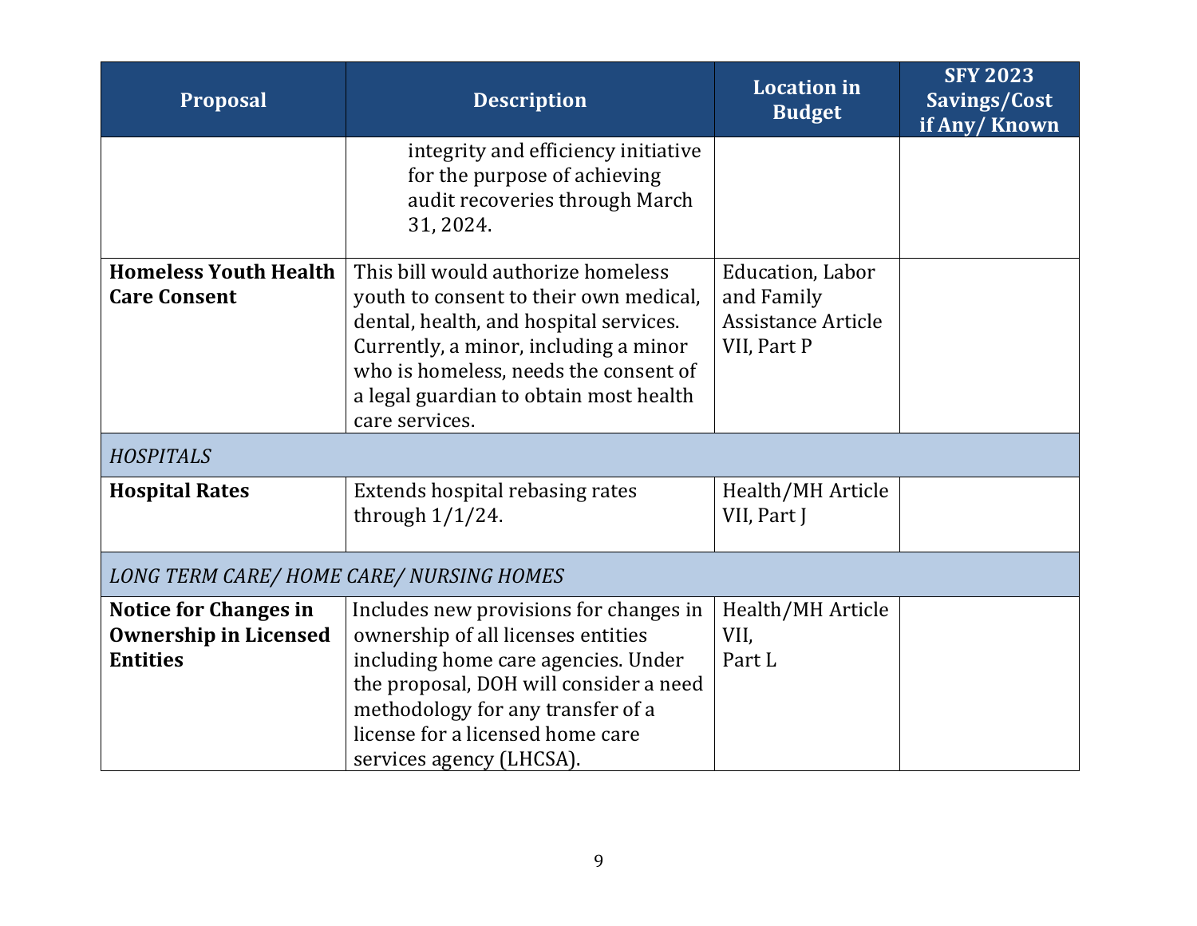| Proposal | Description | Location in Budget | SFY 2023 Savings/Cost if Any/ Known |
|---|---|---|---|
| | integrity and efficiency initiative for the purpose of achieving audit recoveries through March 31, 2024. | | |
| **Homeless Youth Health Care Consent** | This bill would authorize homeless youth to consent to their own medical, dental, health, and hospital services. Currently, a minor, including a minor who is homeless, needs the consent of a legal guardian to obtain most health care services. | Education, Labor and Family Assistance Article VII, Part P | |
| *HOSPITALS* | | | |
| **Hospital Rates** | Extends hospital rebasing rates through 1/1/24. | Health/MH Article VII, Part J | |
| *LONG TERM CARE/ HOME CARE/ NURSING HOMES* | | | |
| **Notice for Changes in Ownership in Licensed Entities** | Includes new provisions for changes in ownership of all licenses entities including home care agencies. Under the proposal, DOH will consider a need methodology for any transfer of a license for a licensed home care services agency (LHCSA). | Health/MH Article VII, Part L | |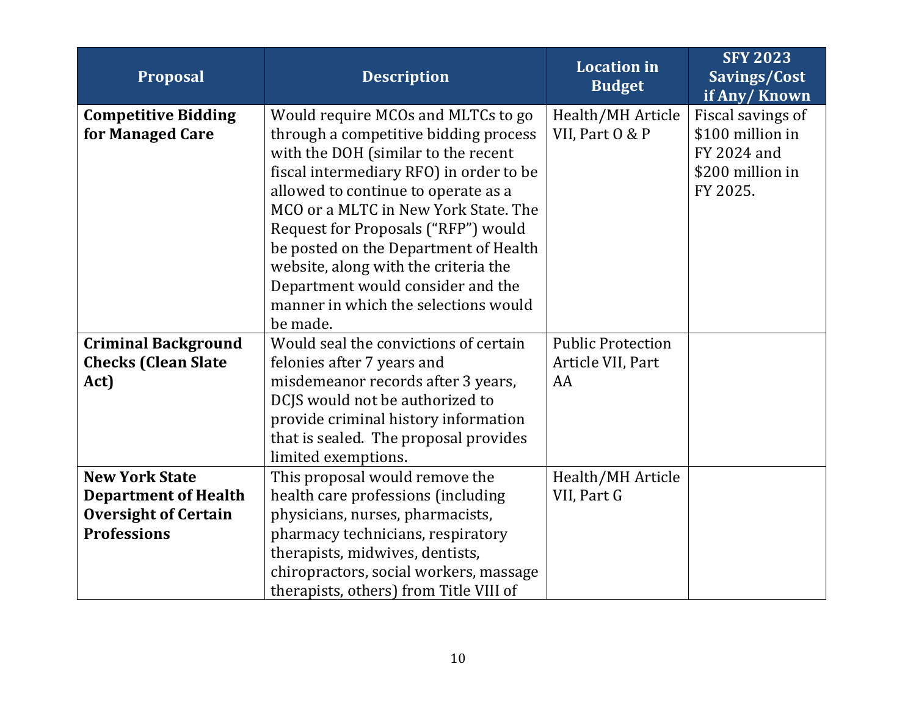| Proposal | Description | Location in Budget | SFY 2023 Savings/Cost if Any/ Known |
|---|---|---|---|
| **Competitive Bidding for Managed Care** | Would require MCOs and MLTCs to go through a competitive bidding process with the DOH (similar to the recent fiscal intermediary RFO) in order to be allowed to continue to operate as a MCO or a MLTC in New York State. The Request for Proposals ("RFP") would be posted on the Department of Health website, along with the criteria the Department would consider and the manner in which the selections would be made. | Health/MH Article VII, Part O & P | Fiscal savings of $100 million in FY 2024 and $200 million in FY 2025. |
| **Criminal Background Checks (Clean Slate Act)** | Would seal the convictions of certain felonies after 7 years and misdemeanor records after 3 years, DCJS would not be authorized to provide criminal history information that is sealed. The proposal provides limited exemptions. | Public Protection Article VII, Part AA | |
| **New York State Department of Health Oversight of Certain Professions** | This proposal would remove the health care professions (including physicians, nurses, pharmacists, pharmacy technicians, respiratory therapists, midwives, dentists, chiropractors, social workers, massage therapists, others) from Title VIII of | Health/MH Article VII, Part G | |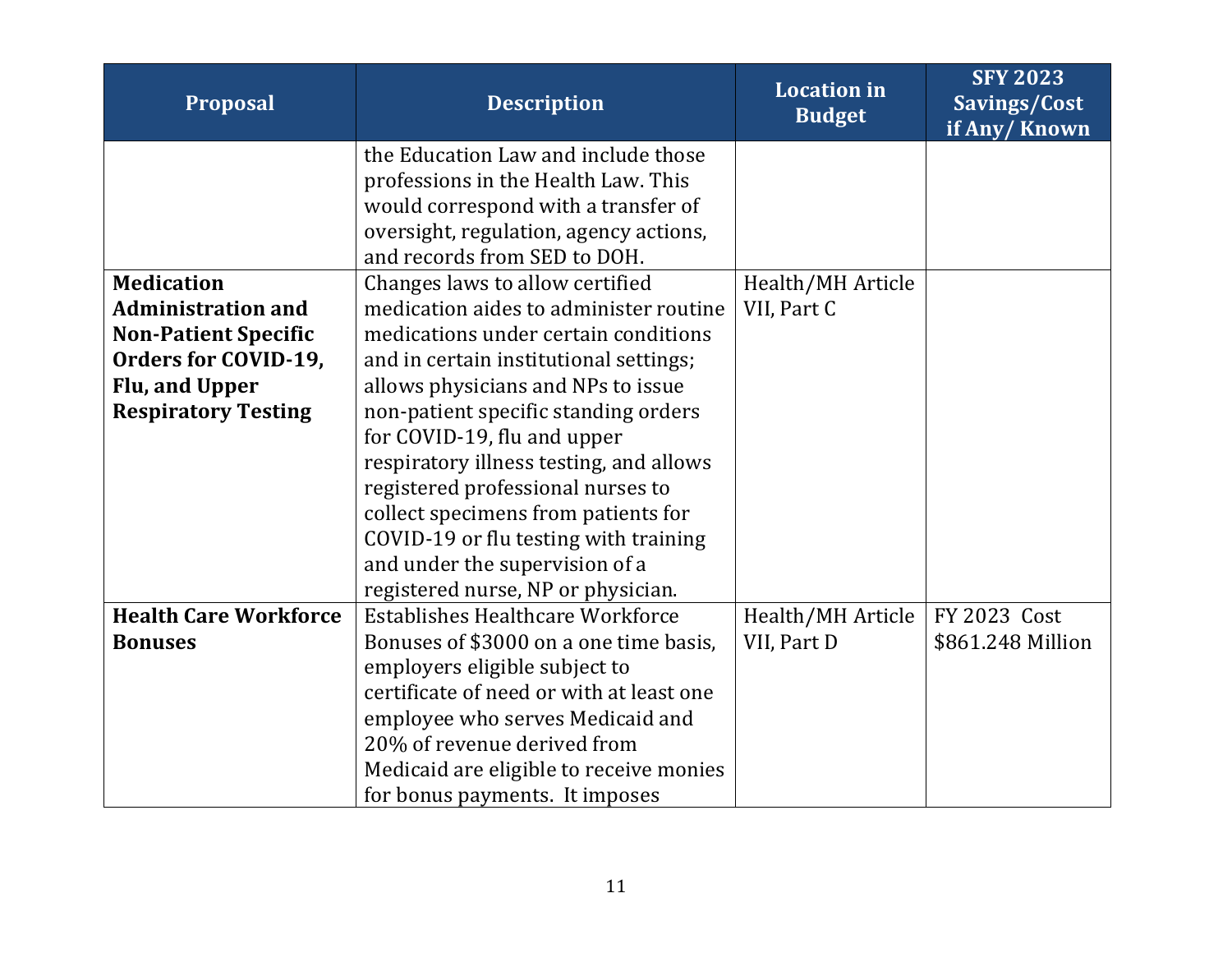| Proposal | Description | Location in Budget | SFY 2023 Savings/Cost if Any/ Known |
|---|---|---|---|
| | the Education Law and include those professions in the Health Law. This would correspond with a transfer of oversight, regulation, agency actions, and records from SED to DOH. | | |
| **Medication Administration and Non-Patient Specific Orders for COVID-19, Flu, and Upper Respiratory Testing** | Changes laws to allow certified medication aides to administer routine medications under certain conditions and in certain institutional settings; allows physicians and NPs to issue non-patient specific standing orders for COVID-19, flu and upper respiratory illness testing, and allows registered professional nurses to collect specimens from patients for COVID-19 or flu testing with training and under the supervision of a registered nurse, NP or physician. | Health/MH Article VII, Part C | |
| **Health Care Workforce Bonuses** | Establishes Healthcare Workforce Bonuses of $3000 on a one time basis, employers eligible subject to certificate of need or with at least one employee who serves Medicaid and 20% of revenue derived from Medicaid are eligible to receive monies for bonus payments. It imposes | Health/MH Article VII, Part D | FY 2023 Cost $861.248 Million |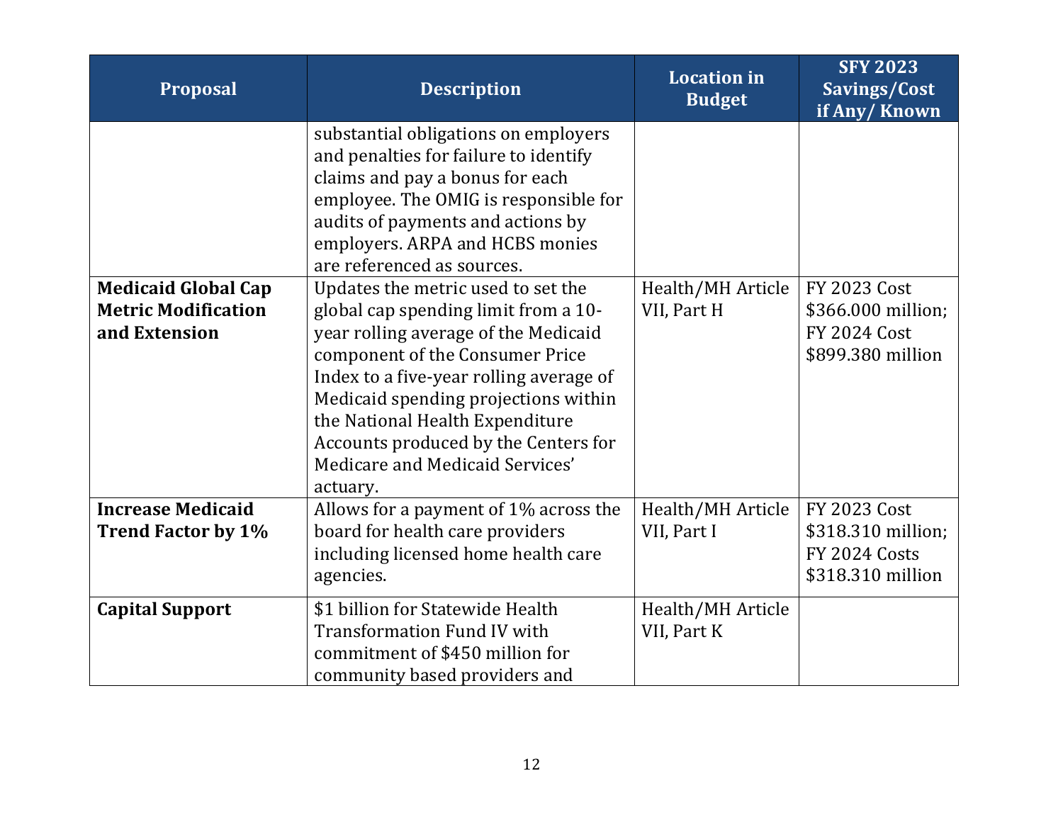| Proposal | Description | Location in Budget | SFY 2023 Savings/Cost if Any/ Known |
|---|---|---|---|
| | substantial obligations on employers and penalties for failure to identify claims and pay a bonus for each employee. The OMIG is responsible for audits of payments and actions by employers. ARPA and HCBS monies are referenced as sources. | | |
| **Medicaid Global Cap Metric Modification and Extension** | Updates the metric used to set the global cap spending limit from a 10-year rolling average of the Medicaid component of the Consumer Price Index to a five-year rolling average of Medicaid spending projections within the National Health Expenditure Accounts produced by the Centers for Medicare and Medicaid Services' actuary. | Health/MH Article VII, Part H | FY 2023 Cost $366.000 million; FY 2024 Cost $899.380 million |
| **Increase Medicaid Trend Factor by 1%** | Allows for a payment of 1% across the board for health care providers including licensed home health care agencies. | Health/MH Article VII, Part I | FY 2023 Cost $318.310 million; FY 2024 Costs $318.310 million |
| **Capital Support** | $1 billion for Statewide Health Transformation Fund IV with commitment of $450 million for community based providers and | Health/MH Article VII, Part K | |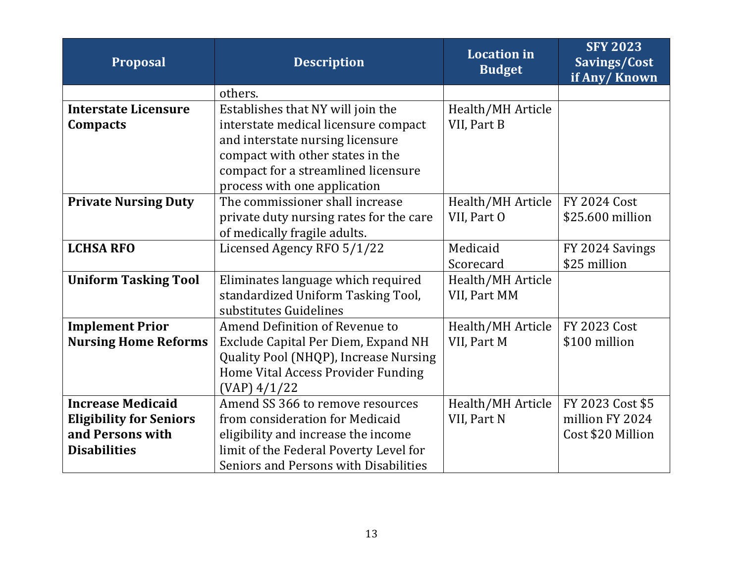| Proposal | Description | Location in Budget | SFY 2023 Savings/Cost if Any/ Known |
|---|---|---|---|
| | others. | | |
| **Interstate Licensure Compacts** | Establishes that NY will join the interstate medical licensure compact and interstate nursing licensure compact with other states in the compact for a streamlined licensure process with one application | Health/MH Article VII, Part B | |
| **Private Nursing Duty** | The commissioner shall increase private duty nursing rates for the care of medically fragile adults. | Health/MH Article VII, Part O | FY 2024 Cost $25.600 million |
| **LCHSA RFO** | Licensed Agency RFO 5/1/22 | Medicaid Scorecard | FY 2024 Savings $25 million |
| **Uniform Tasking Tool** | Eliminates language which required standardized Uniform Tasking Tool, substitutes Guidelines | Health/MH Article VII, Part MM | |
| **Implement Prior Nursing Home Reforms** | Amend Definition of Revenue to Exclude Capital Per Diem, Expand NH Quality Pool (NHQP), Increase Nursing Home Vital Access Provider Funding (VAP) 4/1/22 | Health/MH Article VII, Part M | FY 2023 Cost $100 million |
| **Increase Medicaid Eligibility for Seniors and Persons with Disabilities** | Amend SS 366 to remove resources from consideration for Medicaid eligibility and increase the income limit of the Federal Poverty Level for Seniors and Persons with Disabilities | Health/MH Article VII, Part N | FY 2023 Cost $5 million FY 2024 Cost $20 Million |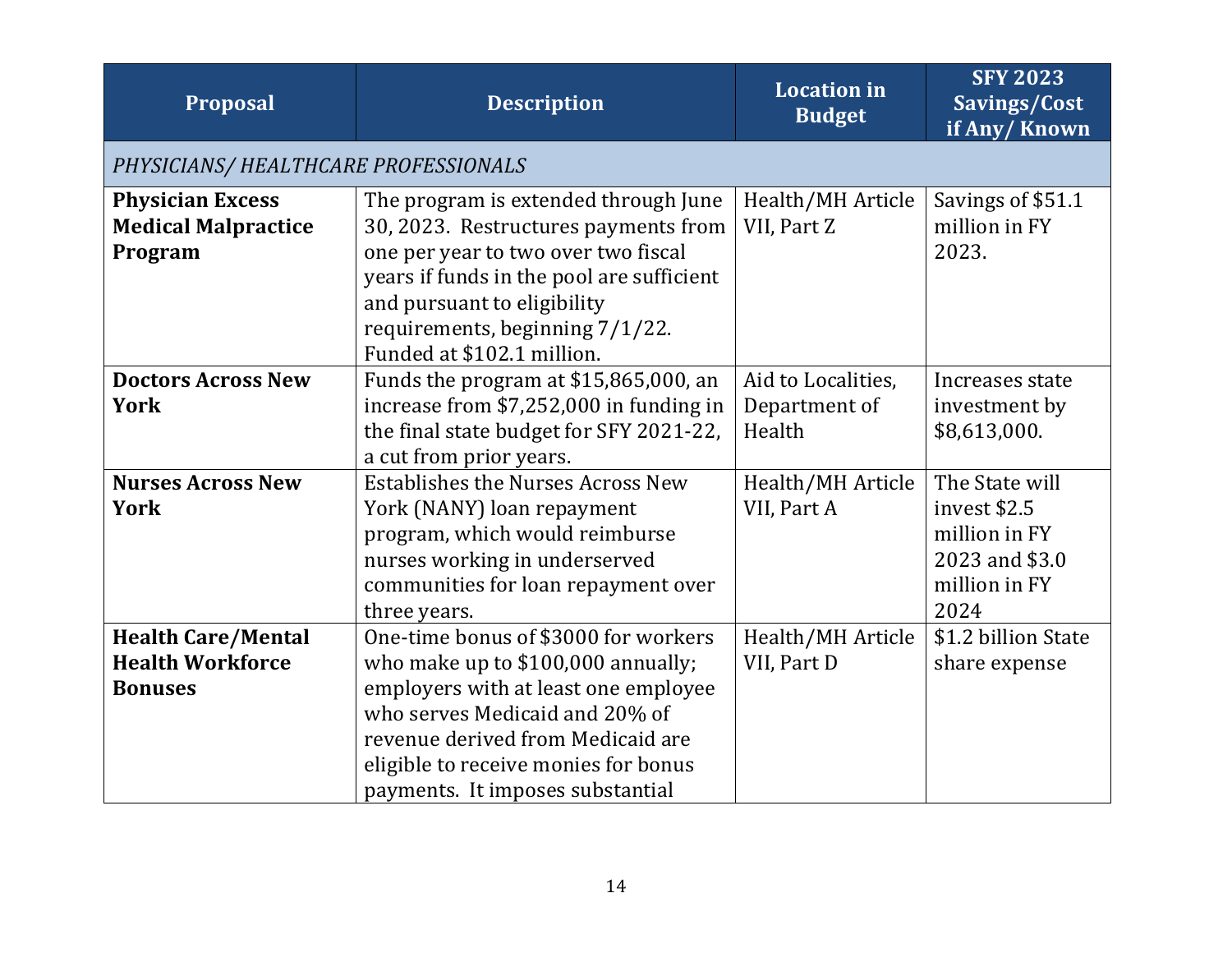| Proposal | Description | Location in Budget | SFY 2023 Savings/Cost if Any/ Known |
|---|---|---|---|
| *PHYSICIANS/ HEALTHCARE PROFESSIONALS* | | | |
| **Physician Excess Medical Malpractice Program** | The program is extended through June 30, 2023. Restructures payments from one per year to two over two fiscal years if funds in the pool are sufficient and pursuant to eligibility requirements, beginning 7/1/22. Funded at $102.1 million. | Health/MH Article VII, Part Z | Savings of $51.1 million in FY 2023. |
| **Doctors Across New York** | Funds the program at $15,865,000, an increase from $7,252,000 in funding in the final state budget for SFY 2021-22, a cut from prior years. | Aid to Localities, Department of Health | Increases state investment by $8,613,000. |
| **Nurses Across New York** | Establishes the Nurses Across New York (NANY) loan repayment program, which would reimburse nurses working in underserved communities for loan repayment over three years. | Health/MH Article VII, Part A | The State will invest $2.5 million in FY 2023 and $3.0 million in FY 2024 |
| **Health Care/Mental Health Workforce Bonuses** | One-time bonus of $3000 for workers who make up to $100,000 annually; employers with at least one employee who serves Medicaid and 20% of revenue derived from Medicaid are eligible to receive monies for bonus payments. It imposes substantial | Health/MH Article VII, Part D | $1.2 billion State share expense |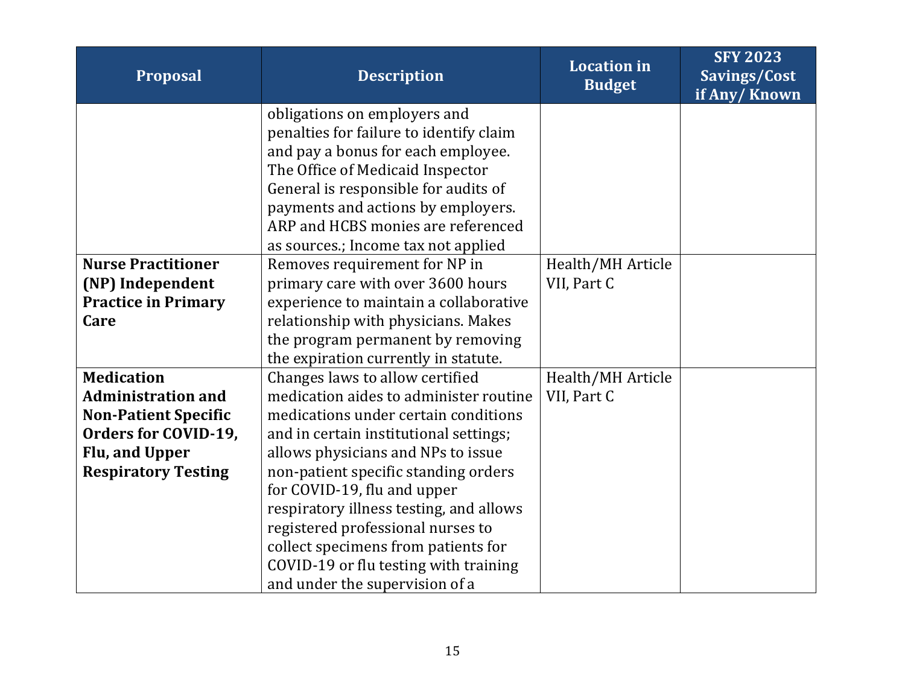| Proposal | Description | Location in Budget | SFY 2023 Savings/Cost if Any/ Known |
|---|---|---|---|
| | obligations on employers and penalties for failure to identify claim and pay a bonus for each employee. The Office of Medicaid Inspector General is responsible for audits of payments and actions by employers. ARP and HCBS monies are referenced as sources.; Income tax not applied | | |
| **Nurse Practitioner (NP) Independent Practice in Primary Care** | Removes requirement for NP in primary care with over 3600 hours experience to maintain a collaborative relationship with physicians. Makes the program permanent by removing the expiration currently in statute. | Health/MH Article VII, Part C | |
| **Medication Administration and Non-Patient Specific Orders for COVID-19, Flu, and Upper Respiratory Testing** | Changes laws to allow certified medication aides to administer routine medications under certain conditions and in certain institutional settings; allows physicians and NPs to issue non-patient specific standing orders for COVID-19, flu and upper respiratory illness testing, and allows registered professional nurses to collect specimens from patients for COVID-19 or flu testing with training and under the supervision of a | Health/MH Article VII, Part C | |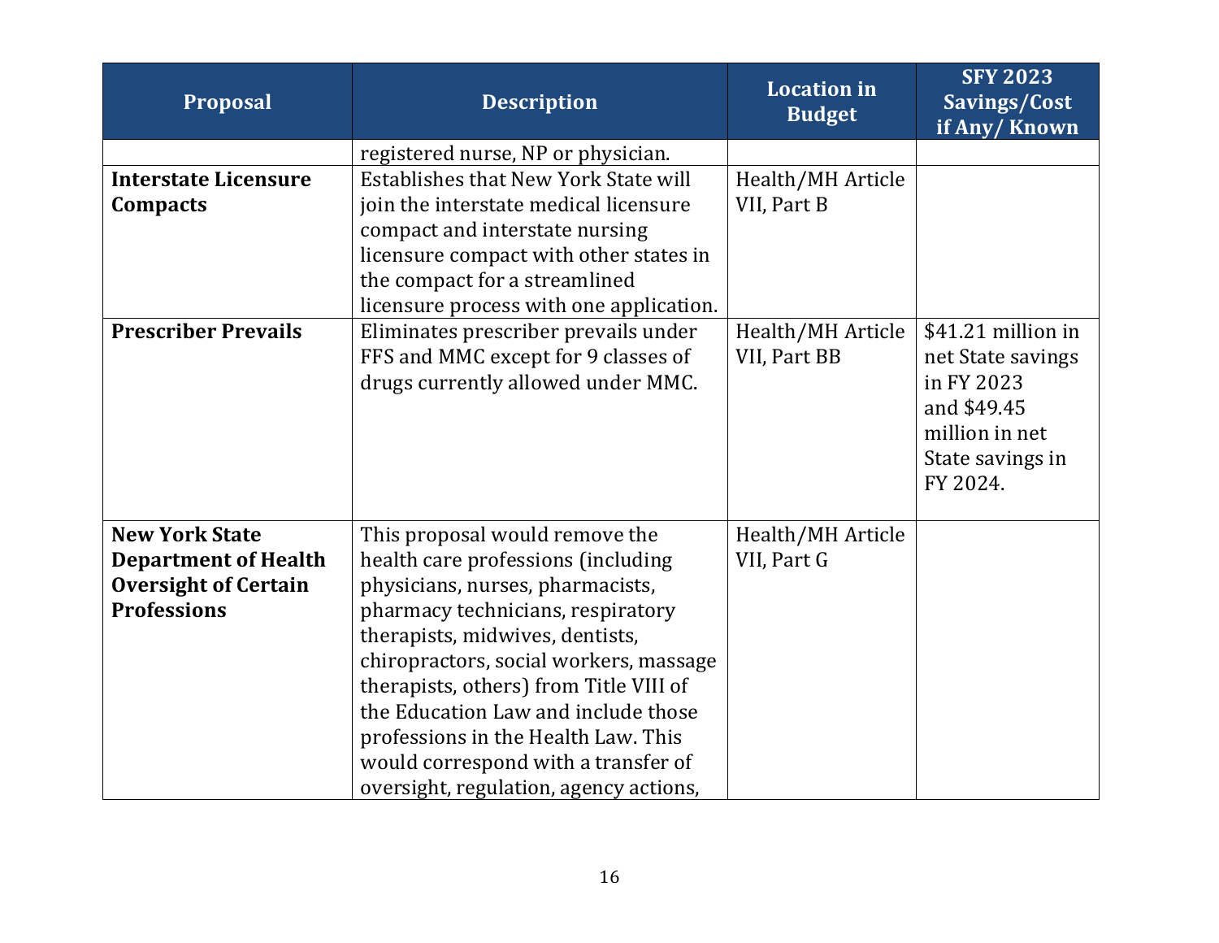| Proposal | Description | Location in Budget | SFY 2023 Savings/Cost if Any/ Known |
|---|---|---|---|
| | registered nurse, NP or physician. | | |
| **Interstate Licensure Compacts** | Establishes that New York State will join the interstate medical licensure compact and interstate nursing licensure compact with other states in the compact for a streamlined licensure process with one application. | Health/MH Article VII, Part B | |
| **Prescriber Prevails** | Eliminates prescriber prevails under FFS and MMC except for 9 classes of drugs currently allowed under MMC. | Health/MH Article VII, Part BB | $41.21 million in net State savings in FY 2023 and $49.45 million in net State savings in FY 2024. |
| **New York State Department of Health Oversight of Certain Professions** | This proposal would remove the health care professions (including physicians, nurses, pharmacists, pharmacy technicians, respiratory therapists, midwives, dentists, chiropractors, social workers, massage therapists, others) from Title VIII of the Education Law and include those professions in the Health Law. This would correspond with a transfer of oversight, regulation, agency actions, | Health/MH Article VII, Part G | |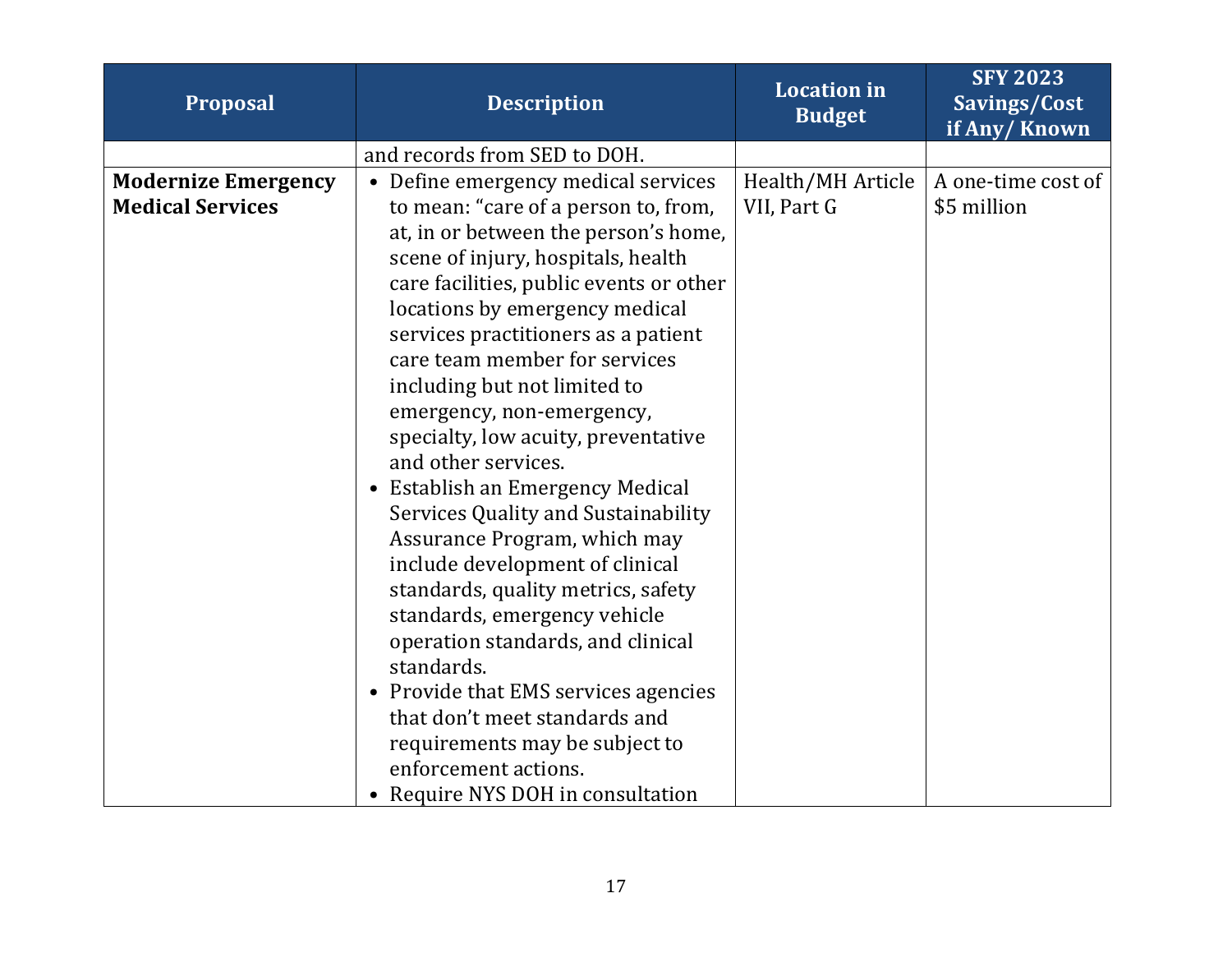| Proposal | Description | Location in Budget | SFY 2023 Savings/Cost if Any/ Known |
|---|---|---|---|
| | and records from SED to DOH. | | |
| **Modernize Emergency Medical Services** | • Define emergency medical services to mean: "care of a person to, from, at, in or between the person's home, scene of injury, hospitals, health care facilities, public events or other locations by emergency medical services practitioners as a patient care team member for services including but not limited to emergency, non-emergency, specialty, low acuity, preventative and other services.<br>• Establish an Emergency Medical Services Quality and Sustainability Assurance Program, which may include development of clinical standards, quality metrics, safety standards, emergency vehicle operation standards, and clinical standards.<br>• Provide that EMS services agencies that don't meet standards and requirements may be subject to enforcement actions.<br>• Require NYS DOH in consultation | Health/MH Article VII, Part G | A one-time cost of $5 million |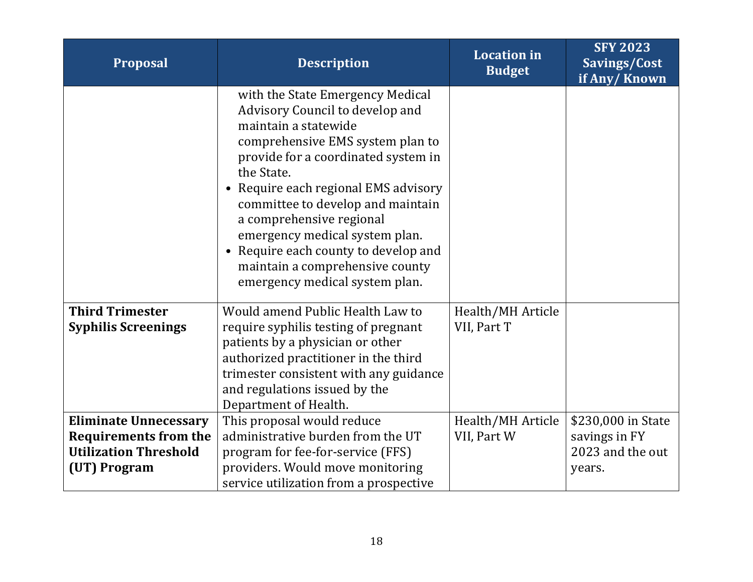| Proposal | Description | Location in Budget | SFY 2023 Savings/Cost if Any/ Known |
|---|---|---|---|
| | with the State Emergency Medical Advisory Council to develop and maintain a statewide comprehensive EMS system plan to provide for a coordinated system in the State.<br>• Require each regional EMS advisory committee to develop and maintain a comprehensive regional emergency medical system plan.<br>• Require each county to develop and maintain a comprehensive county emergency medical system plan. | | |
| **Third Trimester Syphilis Screenings** | Would amend Public Health Law to require syphilis testing of pregnant patients by a physician or other authorized practitioner in the third trimester consistent with any guidance and regulations issued by the Department of Health. | Health/MH Article VII, Part T | |
| **Eliminate Unnecessary Requirements from the Utilization Threshold (UT) Program** | This proposal would reduce administrative burden from the UT program for fee-for-service (FFS) providers. Would move monitoring service utilization from a prospective | Health/MH Article VII, Part W | $230,000 in State savings in FY 2023 and the out years. |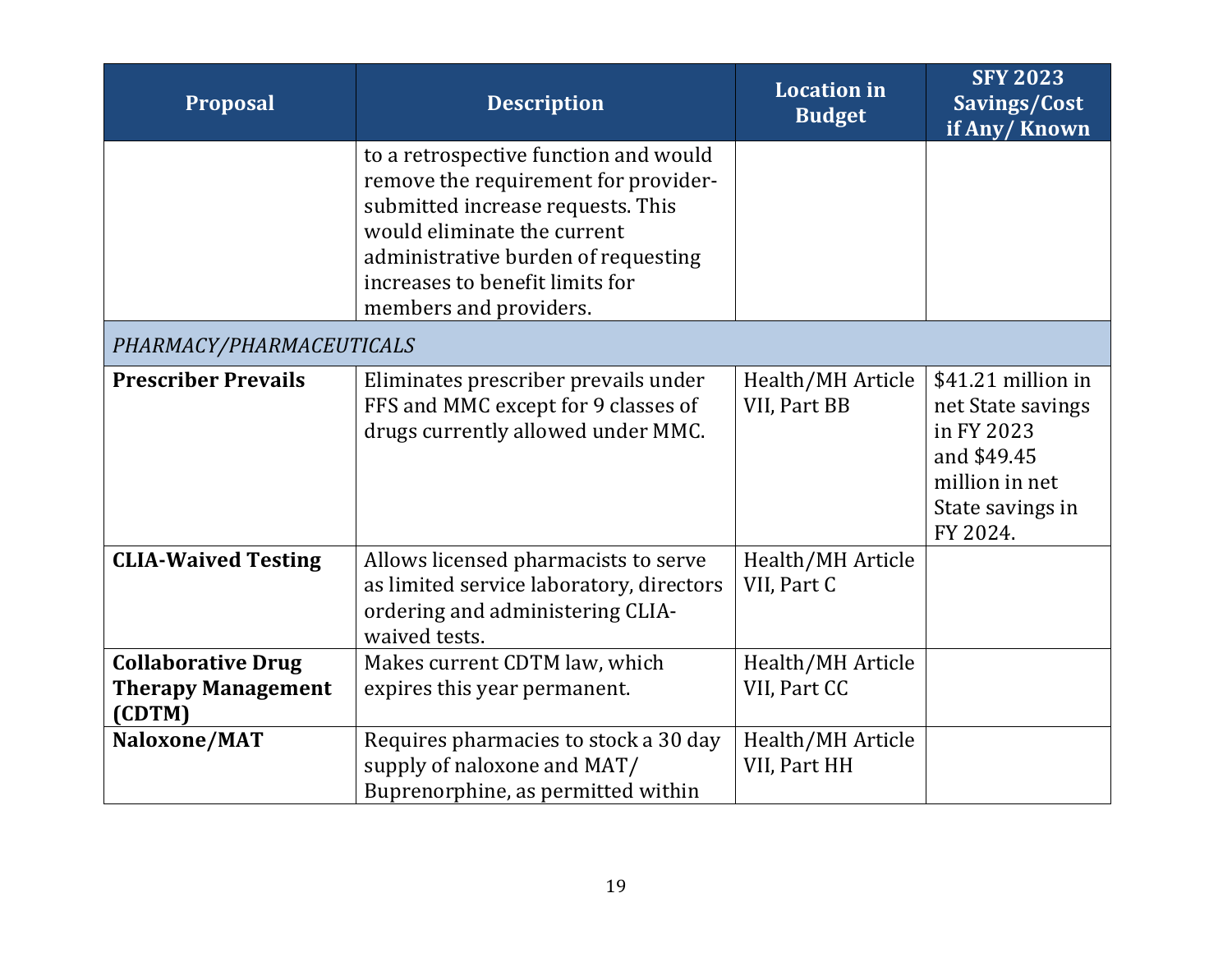| Proposal | Description | Location in Budget | SFY 2023 Savings/Cost if Any/ Known |
|---|---|---|---|
| | to a retrospective function and would remove the requirement for provider-submitted increase requests. This would eliminate the current administrative burden of requesting increases to benefit limits for members and providers. | | |
| *PHARMACY/PHARMACEUTICALS* | | | |
| **Prescriber Prevails** | Eliminates prescriber prevails under FFS and MMC except for 9 classes of drugs currently allowed under MMC. | Health/MH Article VII, Part BB | $41.21 million in net State savings in FY 2023 and $49.45 million in net State savings in FY 2024. |
| **CLIA-Waived Testing** | Allows licensed pharmacists to serve as limited service laboratory, directors ordering and administering CLIA-waived tests. | Health/MH Article VII, Part C | |
| **Collaborative Drug Therapy Management (CDTM)** | Makes current CDTM law, which expires this year permanent. | Health/MH Article VII, Part CC | |
| **Naloxone/MAT** | Requires pharmacies to stock a 30 day supply of naloxone and MAT/ Buprenorphine, as permitted within | Health/MH Article VII, Part HH | |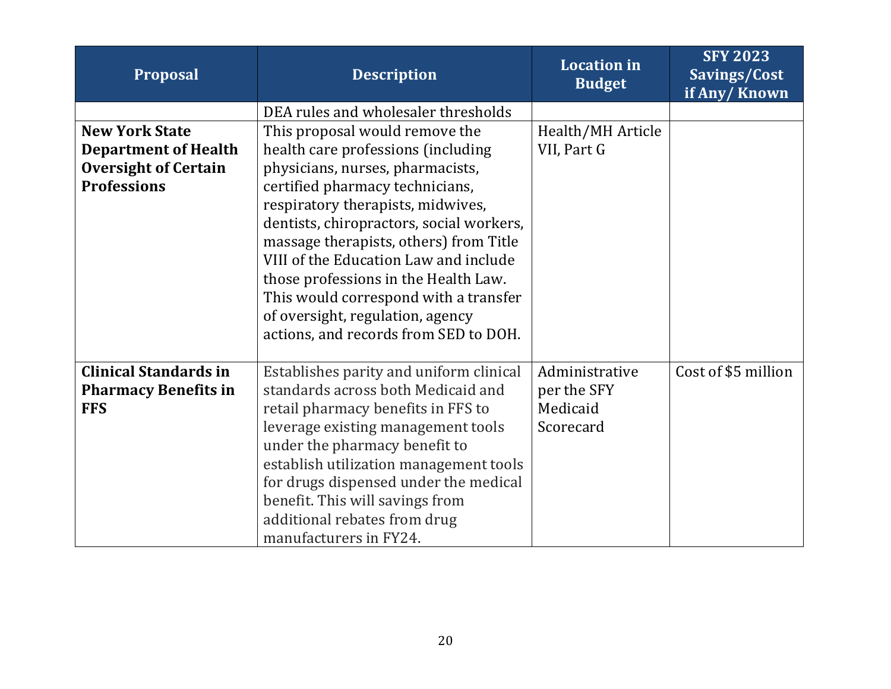| Proposal | Description | Location in Budget | SFY 2023 Savings/Cost if Any/ Known |
|---|---|---|---|
| | DEA rules and wholesaler thresholds | | |
| **New York State Department of Health Oversight of Certain Professions** | This proposal would remove the health care professions (including physicians, nurses, pharmacists, certified pharmacy technicians, respiratory therapists, midwives, dentists, chiropractors, social workers, massage therapists, others) from Title VIII of the Education Law and include those professions in the Health Law. This would correspond with a transfer of oversight, regulation, agency actions, and records from SED to DOH. | Health/MH Article VII, Part G | |
| **Clinical Standards in Pharmacy Benefits in FFS** | Establishes parity and uniform clinical standards across both Medicaid and retail pharmacy benefits in FFS to leverage existing management tools under the pharmacy benefit to establish utilization management tools for drugs dispensed under the medical benefit. This will savings from additional rebates from drug manufacturers in FY24. | Administrative per the SFY Medicaid Scorecard | Cost of $5 million |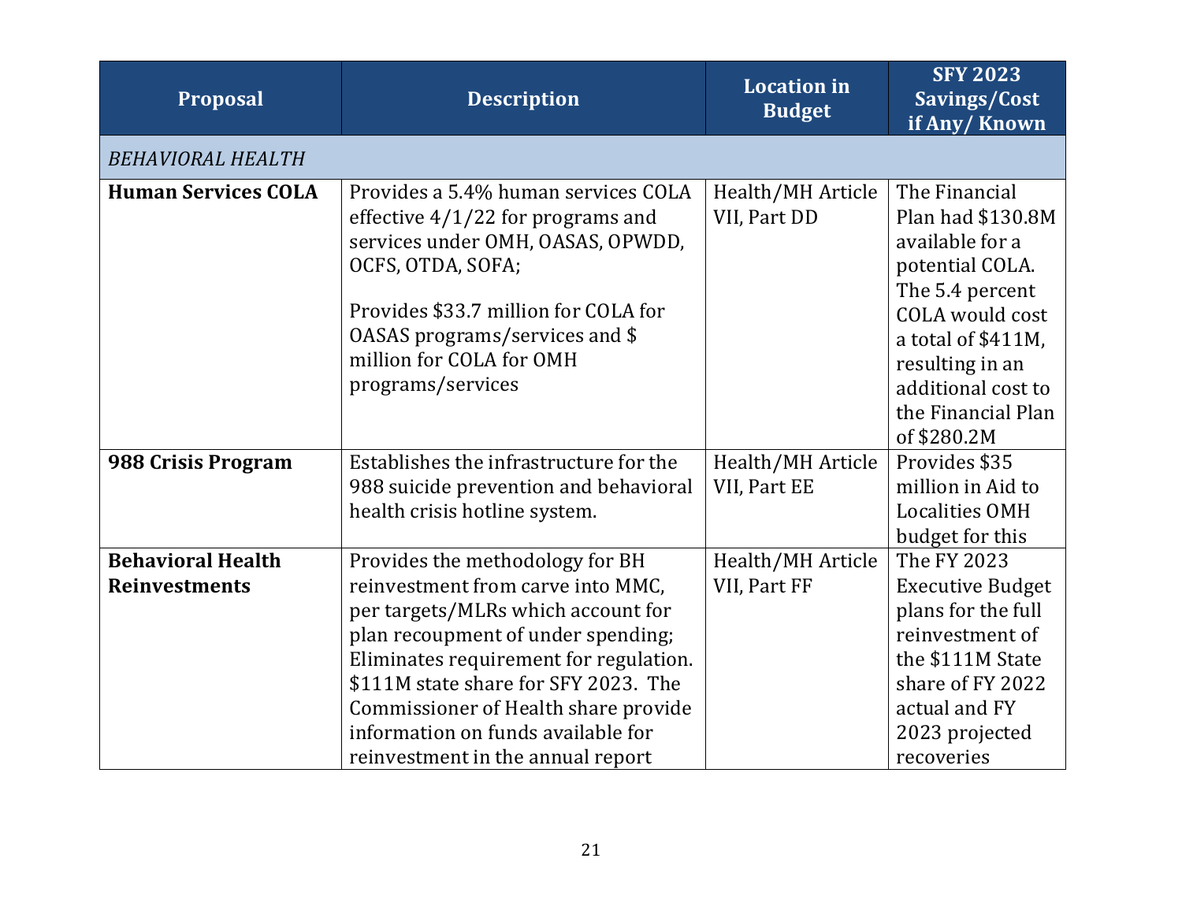| Proposal | Description | Location in Budget | SFY 2023 Savings/Cost if Any/ Known |
|---|---|---|---|
| *BEHAVIORAL HEALTH* | | | |
| **Human Services COLA** | Provides a 5.4% human services COLA effective 4/1/22 for programs and services under OMH, OASAS, OPWDD, OCFS, OTDA, SOFA;<br><br>Provides $33.7 million for COLA for OASAS programs/services and $ million for COLA for OMH programs/services | Health/MH Article VII, Part DD | The Financial Plan had $130.8M available for a potential COLA. The 5.4 percent COLA would cost a total of $411M, resulting in an additional cost to the Financial Plan of $280.2M |
| **988 Crisis Program** | Establishes the infrastructure for the 988 suicide prevention and behavioral health crisis hotline system. | Health/MH Article VII, Part EE | Provides $35 million in Aid to Localities OMH budget for this |
| **Behavioral Health Reinvestments** | Provides the methodology for BH reinvestment from carve into MMC, per targets/MLRs which account for plan recoupment of under spending; Eliminates requirement for regulation. $111M state share for SFY 2023. The Commissioner of Health share provide information on funds available for reinvestment in the annual report | Health/MH Article VII, Part FF | The FY 2023 Executive Budget plans for the full reinvestment of the $111M State share of FY 2022 actual and FY 2023 projected recoveries |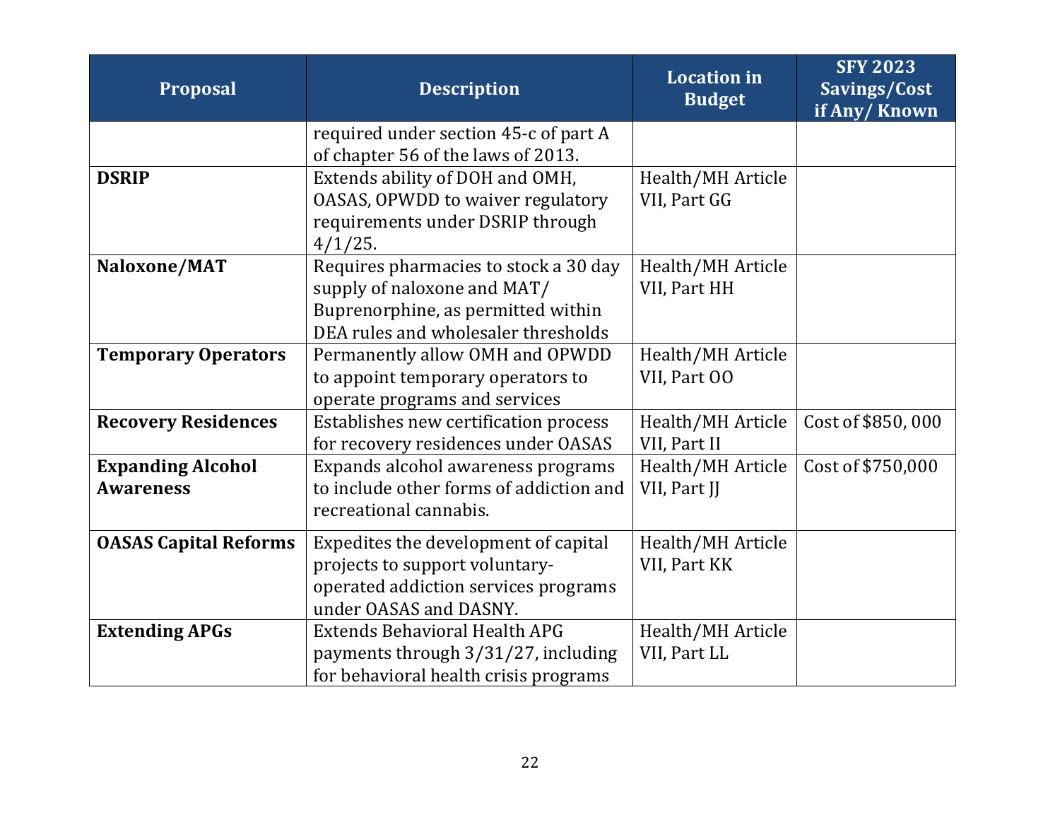| Proposal | Description | Location in Budget | SFY 2023 Savings/Cost if Any/ Known |
|---|---|---|---|
| | required under section 45-c of part A of chapter 56 of the laws of 2013. | | |
| **DSRIP** | Extends ability of DOH and OMH, OASAS, OPWDD to waiver regulatory requirements under DSRIP through 4/1/25. | Health/MH Article VII, Part GG | |
| **Naloxone/MAT** | Requires pharmacies to stock a 30 day supply of naloxone and MAT/ Buprenorphine, as permitted within DEA rules and wholesaler thresholds | Health/MH Article VII, Part HH | |
| **Temporary Operators** | Permanently allow OMH and OPWDD to appoint temporary operators to operate programs and services | Health/MH Article VII, Part OO | |
| **Recovery Residences** | Establishes new certification process for recovery residences under OASAS | Health/MH Article VII, Part II | Cost of $850, 000 |
| **Expanding Alcohol Awareness** | Expands alcohol awareness programs to include other forms of addiction and recreational cannabis. | Health/MH Article VII, Part JJ | Cost of $750,000 |
| **OASAS Capital Reforms** | Expedites the development of capital projects to support voluntary-operated addiction services programs under OASAS and DASNY. | Health/MH Article VII, Part KK | |
| **Extending APGs** | Extends Behavioral Health APG payments through 3/31/27, including for behavioral health crisis programs | Health/MH Article VII, Part LL | |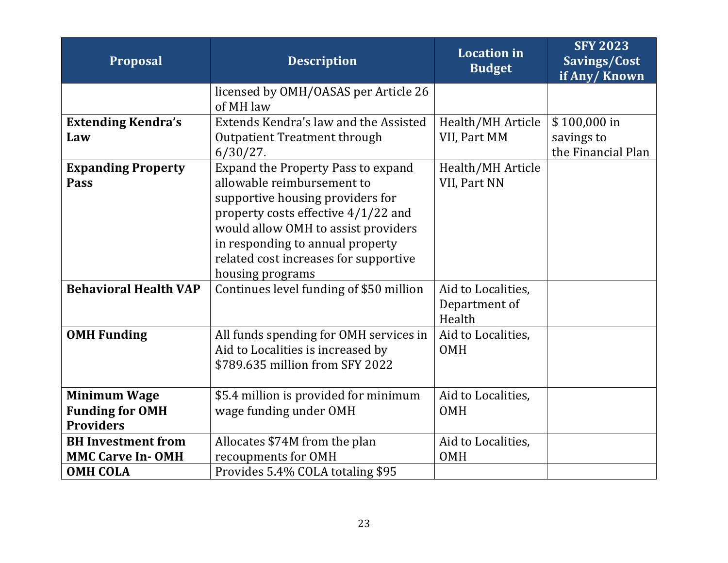| Proposal | Description | Location in Budget | SFY 2023 Savings/Cost if Any/ Known |
|---|---|---|---|
| | licensed by OMH/OASAS per Article 26 of MH law | | |
| **Extending Kendra's Law** | Extends Kendra's law and the Assisted Outpatient Treatment through 6/30/27. | Health/MH Article VII, Part MM | $ 100,000 in savings to the Financial Plan |
| **Expanding Property Pass** | Expand the Property Pass to expand allowable reimbursement to supportive housing providers for property costs effective 4/1/22 and would allow OMH to assist providers in responding to annual property related cost increases for supportive housing programs | Health/MH Article VII, Part NN | |
| **Behavioral Health VAP** | Continues level funding of $50 million | Aid to Localities, Department of Health | |
| **OMH Funding** | All funds spending for OMH services in Aid to Localities is increased by $789.635 million from SFY 2022 | Aid to Localities, OMH | |
| **Minimum Wage Funding for OMH Providers** | $5.4 million is provided for minimum wage funding under OMH | Aid to Localities, OMH | |
| **BH Investment from MMC Carve In- OMH** | Allocates $74M from the plan recoupments for OMH | Aid to Localities, OMH | |
| **OMH COLA** | Provides 5.4% COLA totaling $95 | | |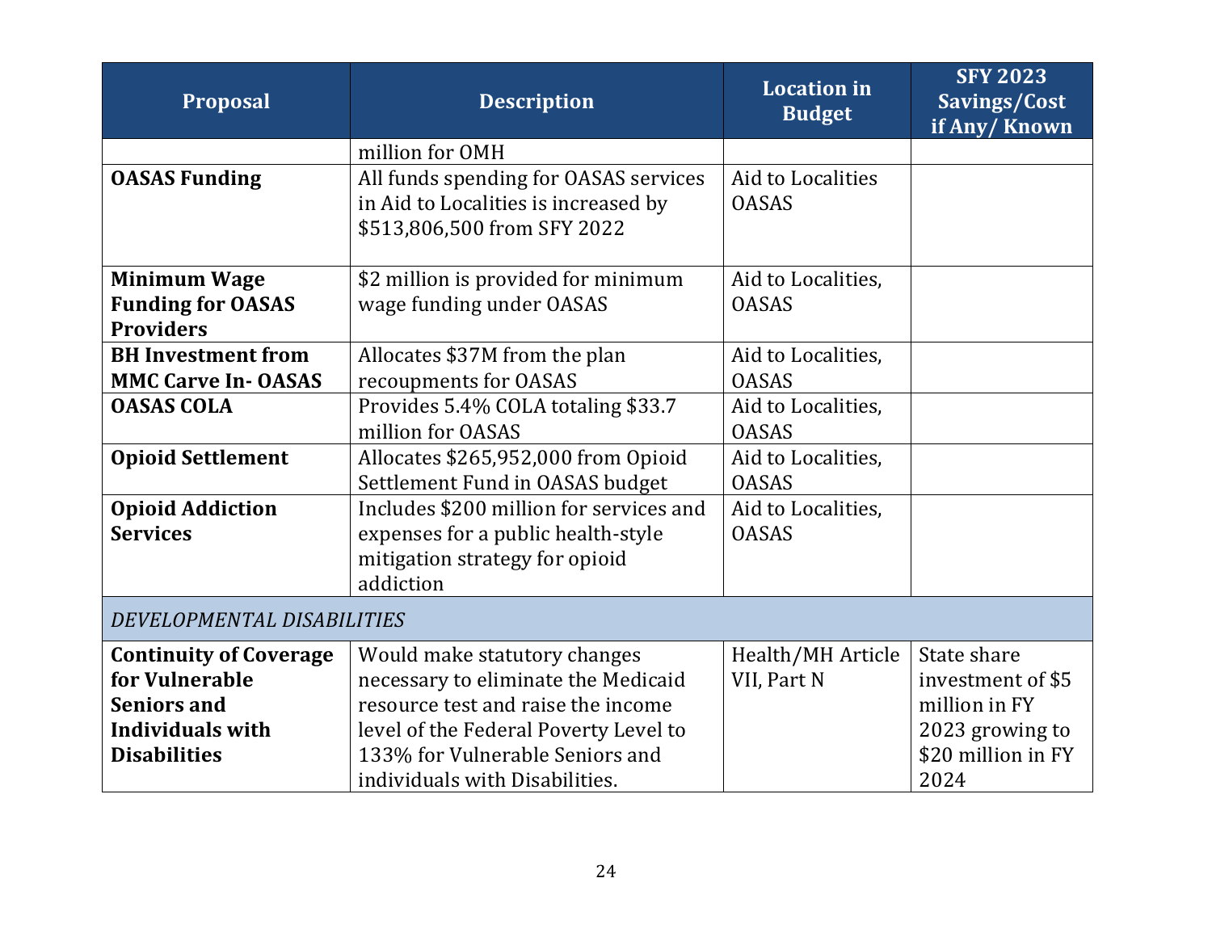| Proposal | Description | Location in Budget | SFY 2023 Savings/Cost if Any/ Known |
|---|---|---|---|
| | million for OMH | | |
| **OASAS Funding** | All funds spending for OASAS services in Aid to Localities is increased by $513,806,500 from SFY 2022 | Aid to Localities OASAS | |
| **Minimum Wage Funding for OASAS Providers** | $2 million is provided for minimum wage funding under OASAS | Aid to Localities, OASAS | |
| **BH Investment from MMC Carve In- OASAS** | Allocates $37M from the plan recoupments for OASAS | Aid to Localities, OASAS | |
| **OASAS COLA** | Provides 5.4% COLA totaling $33.7 million for OASAS | Aid to Localities, OASAS | |
| **Opioid Settlement** | Allocates $265,952,000 from Opioid Settlement Fund in OASAS budget | Aid to Localities, OASAS | |
| **Opioid Addiction Services** | Includes $200 million for services and expenses for a public health-style mitigation strategy for opioid addiction | Aid to Localities, OASAS | |
| *DEVELOPMENTAL DISABILITIES* | | | |
| **Continuity of Coverage for Vulnerable Seniors and Individuals with Disabilities** | Would make statutory changes necessary to eliminate the Medicaid resource test and raise the income level of the Federal Poverty Level to 133% for Vulnerable Seniors and individuals with Disabilities. | Health/MH Article VII, Part N | State share investment of $5 million in FY 2023 growing to $20 million in FY 2024 |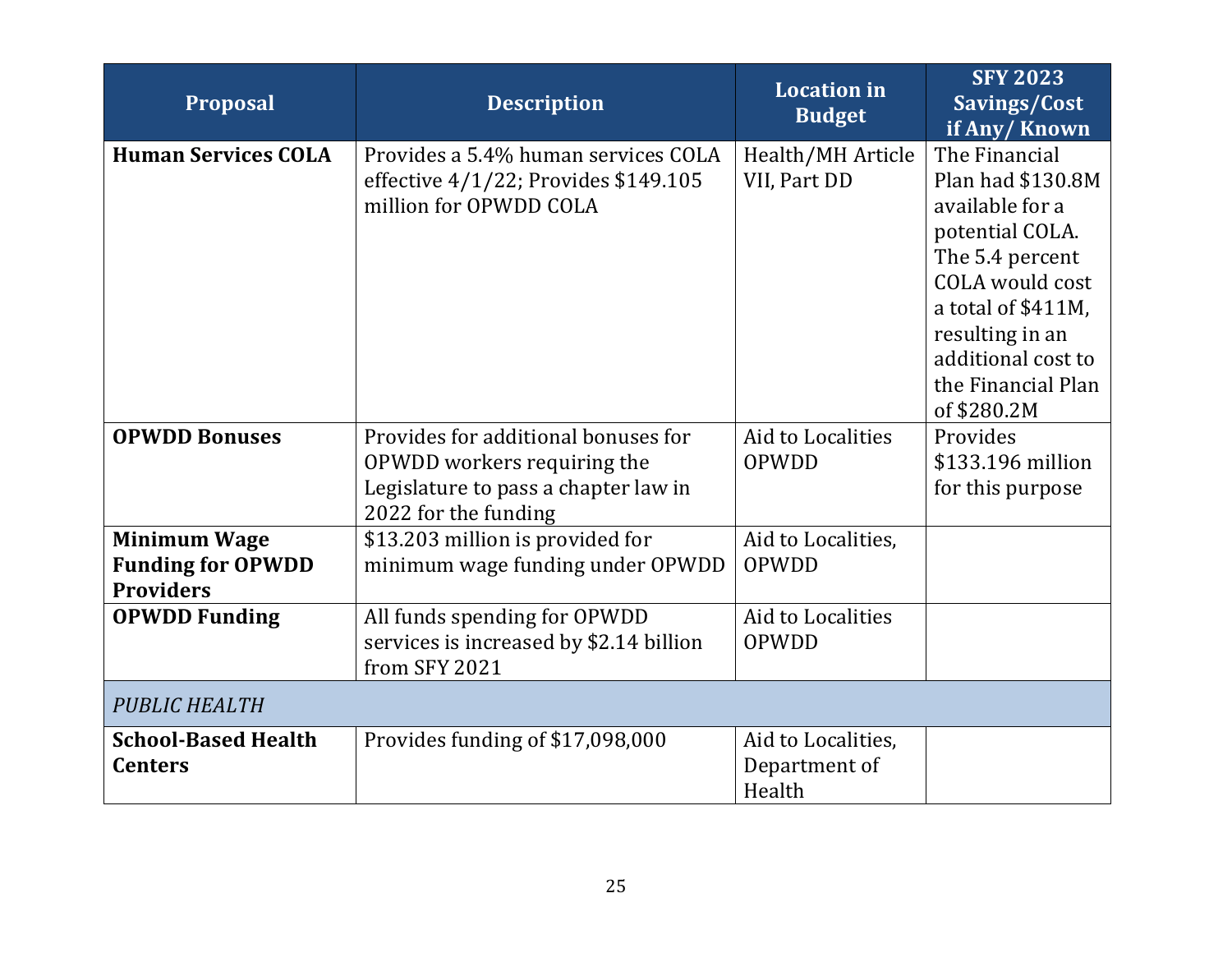| Proposal | Description | Location in Budget | SFY 2023 Savings/Cost if Any/ Known |
|---|---|---|---|
| **Human Services COLA** | Provides a 5.4% human services COLA effective 4/1/22; Provides $149.105 million for OPWDD COLA | Health/MH Article VII, Part DD | The Financial Plan had $130.8M available for a potential COLA. The 5.4 percent COLA would cost a total of $411M, resulting in an additional cost to the Financial Plan of $280.2M |
| **OPWDD Bonuses** | Provides for additional bonuses for OPWDD workers requiring the Legislature to pass a chapter law in 2022 for the funding | Aid to Localities OPWDD | Provides $133.196 million for this purpose |
| **Minimum Wage Funding for OPWDD Providers** | $13.203 million is provided for minimum wage funding under OPWDD | Aid to Localities, OPWDD | |
| **OPWDD Funding** | All funds spending for OPWDD services is increased by $2.14 billion from SFY 2021 | Aid to Localities OPWDD | |
| *PUBLIC HEALTH* | | | |
| **School-Based Health Centers** | Provides funding of $17,098,000 | Aid to Localities, Department of Health | |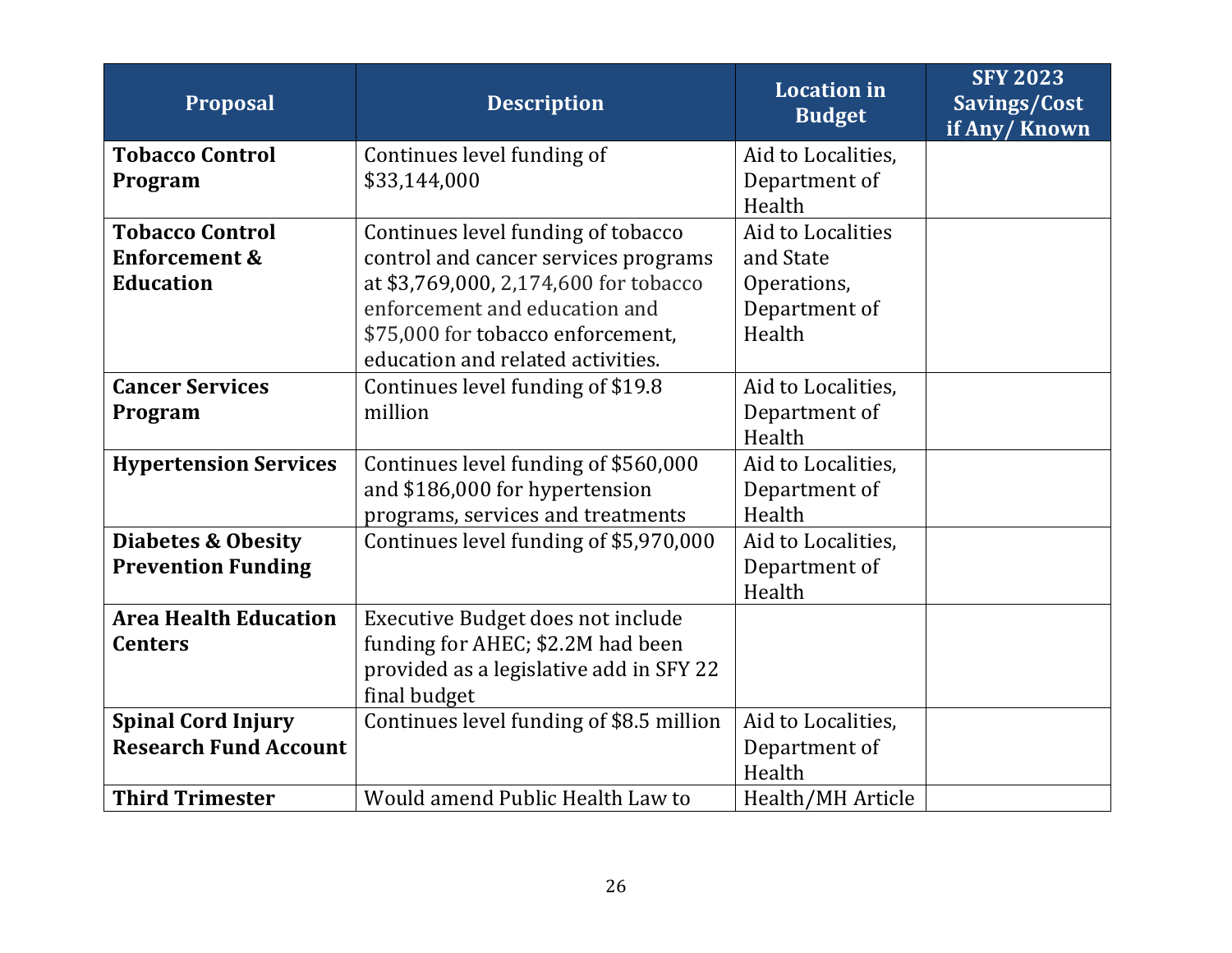| Proposal | Description | Location in Budget | SFY 2023 Savings/Cost if Any/ Known |
|---|---|---|---|
| **Tobacco Control Program** | Continues level funding of $33,144,000 | Aid to Localities, Department of Health | |
| **Tobacco Control Enforcement & Education** | Continues level funding of tobacco control and cancer services programs at $3,769,000, 2,174,600 for tobacco enforcement and education and $75,000 for tobacco enforcement, education and related activities. | Aid to Localities and State Operations, Department of Health | |
| **Cancer Services Program** | Continues level funding of $19.8 million | Aid to Localities, Department of Health | |
| **Hypertension Services** | Continues level funding of $560,000 and $186,000 for hypertension programs, services and treatments | Aid to Localities, Department of Health | |
| **Diabetes & Obesity Prevention Funding** | Continues level funding of $5,970,000 | Aid to Localities, Department of Health | |
| **Area Health Education Centers** | Executive Budget does not include funding for AHEC; $2.2M had been provided as a legislative add in SFY 22 final budget | | |
| **Spinal Cord Injury Research Fund Account** | Continues level funding of $8.5 million | Aid to Localities, Department of Health | |
| **Third Trimester** | Would amend Public Health Law to | Health/MH Article | |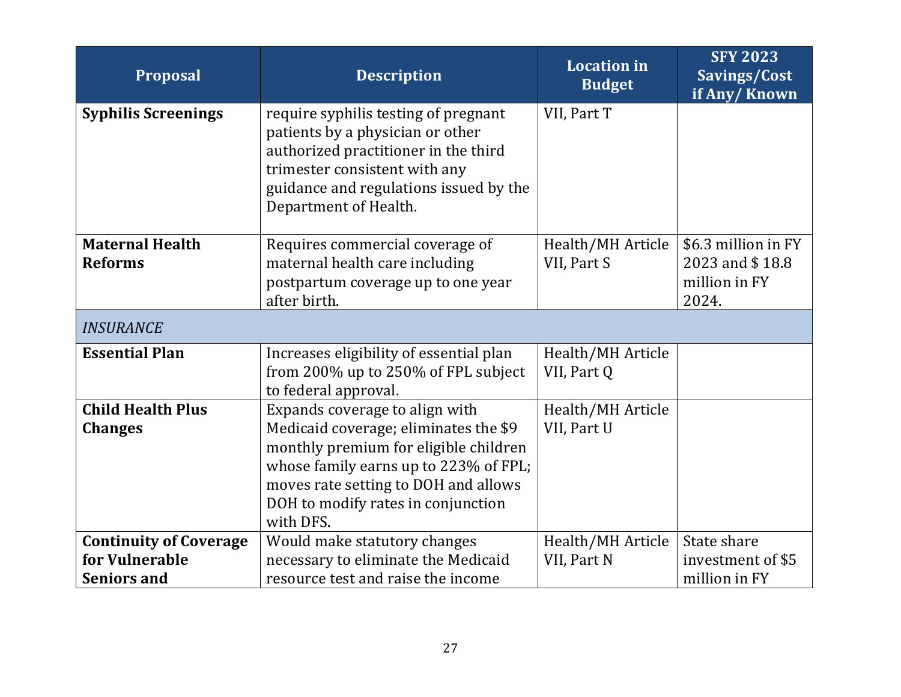| Proposal | Description | Location in Budget | SFY 2023 Savings/Cost if Any/ Known |
|---|---|---|---|
| **Syphilis Screenings** | require syphilis testing of pregnant patients by a physician or other authorized practitioner in the third trimester consistent with any guidance and regulations issued by the Department of Health. | VII, Part T | |
| **Maternal Health Reforms** | Requires commercial coverage of maternal health care including postpartum coverage up to one year after birth. | Health/MH Article VII, Part S | $6.3 million in FY 2023 and $ 18.8 million in FY 2024. |
| *INSURANCE* | | | |
| **Essential Plan** | Increases eligibility of essential plan from 200% up to 250% of FPL subject to federal approval. | Health/MH Article VII, Part Q | |
| **Child Health Plus Changes** | Expands coverage to align with Medicaid coverage; eliminates the $9 monthly premium for eligible children whose family earns up to 223% of FPL; moves rate setting to DOH and allows DOH to modify rates in conjunction with DFS. | Health/MH Article VII, Part U | |
| **Continuity of Coverage for Vulnerable Seniors and** | Would make statutory changes necessary to eliminate the Medicaid resource test and raise the income | Health/MH Article VII, Part N | State share investment of $5 million in FY |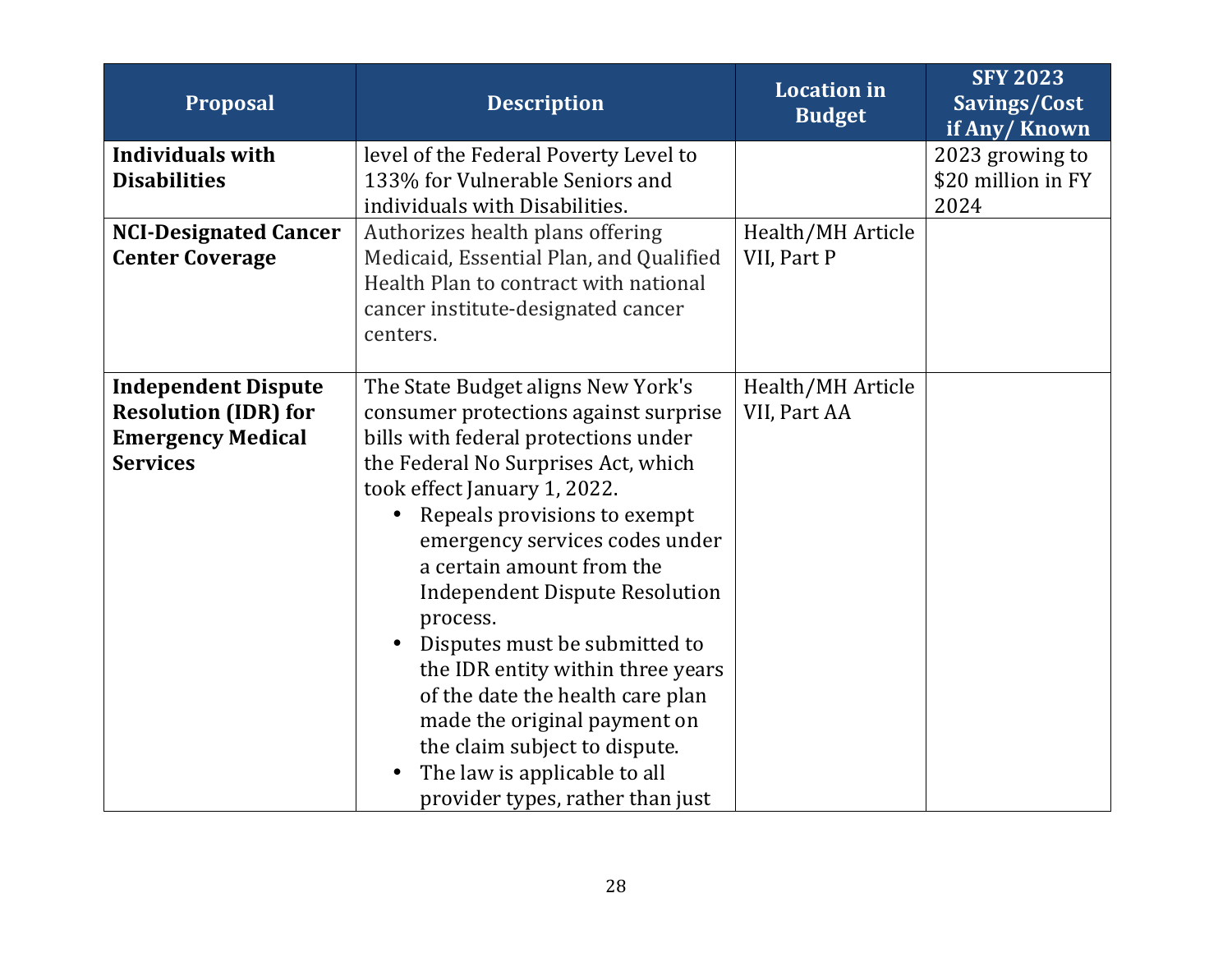| Proposal | Description | Location in Budget | SFY 2023 Savings/Cost if Any/ Known |
|---|---|---|---|
| **Individuals with Disabilities** | level of the Federal Poverty Level to 133% for Vulnerable Seniors and individuals with Disabilities. | | 2023 growing to $20 million in FY 2024 |
| **NCI-Designated Cancer Center Coverage** | Authorizes health plans offering Medicaid, Essential Plan, and Qualified Health Plan to contract with national cancer institute-designated cancer centers. | Health/MH Article VII, Part P | |
| **Independent Dispute Resolution (IDR) for Emergency Medical Services** | The State Budget aligns New York's consumer protections against surprise bills with federal protections under the Federal No Surprises Act, which took effect January 1, 2022. <br>• Repeals provisions to exempt emergency services codes under a certain amount from the Independent Dispute Resolution process. <br>• Disputes must be submitted to the IDR entity within three years of the date the health care plan made the original payment on the claim subject to dispute. <br>• The law is applicable to all provider types, rather than just | Health/MH Article VII, Part AA | |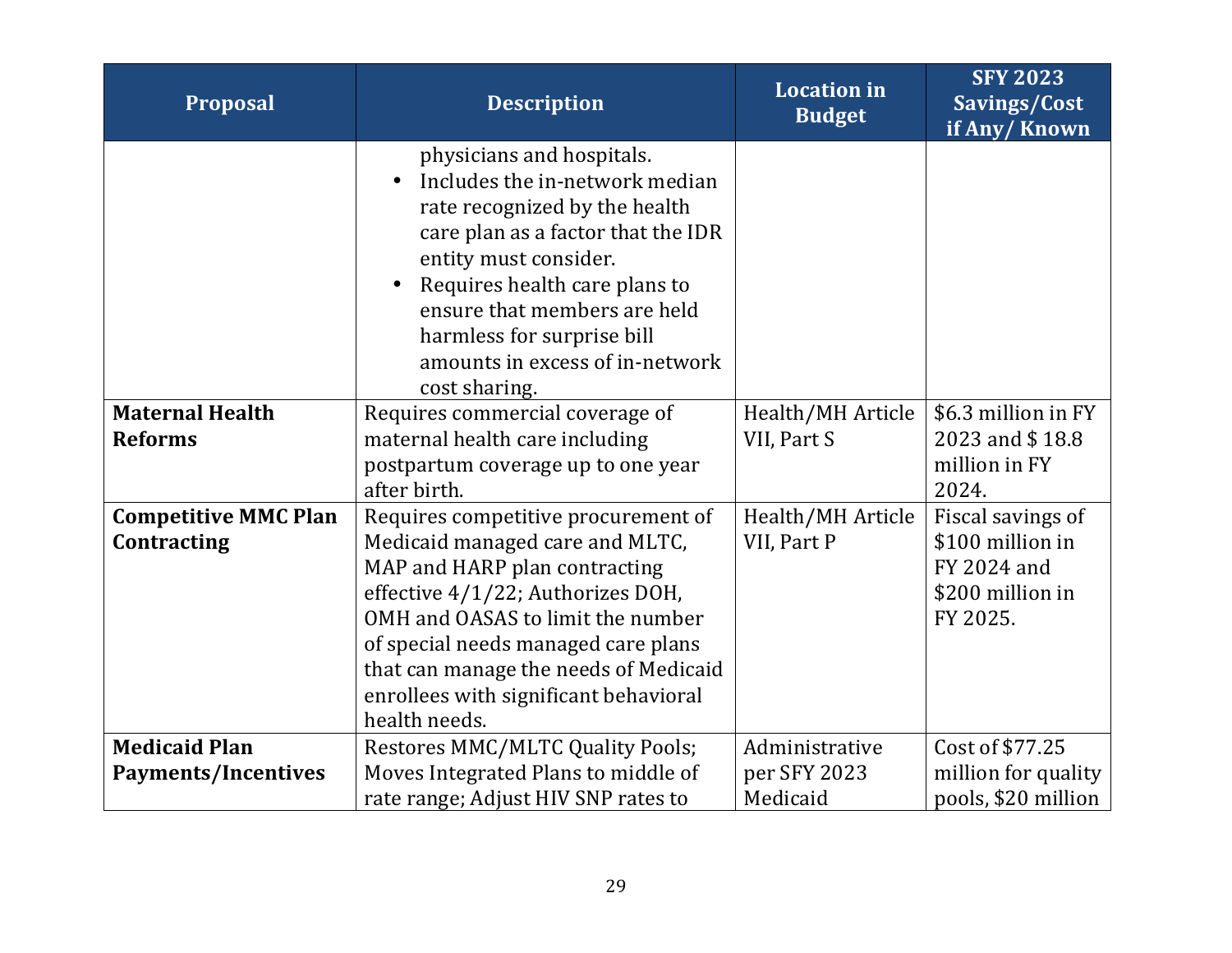| Proposal | Description | Location in Budget | SFY 2023 Savings/Cost if Any/ Known |
|---|---|---|---|
| | physicians and hospitals.<br>• Includes the in-network median rate recognized by the health care plan as a factor that the IDR entity must consider.<br>• Requires health care plans to ensure that members are held harmless for surprise bill amounts in excess of in-network cost sharing. | | |
| **Maternal Health Reforms** | Requires commercial coverage of maternal health care including postpartum coverage up to one year after birth. | Health/MH Article VII, Part S | $6.3 million in FY 2023 and $ 18.8 million in FY 2024. |
| **Competitive MMC Plan Contracting** | Requires competitive procurement of Medicaid managed care and MLTC, MAP and HARP plan contracting effective 4/1/22; Authorizes DOH, OMH and OASAS to limit the number of special needs managed care plans that can manage the needs of Medicaid enrollees with significant behavioral health needs. | Health/MH Article VII, Part P | Fiscal savings of $100 million in FY 2024 and $200 million in FY 2025. |
| **Medicaid Plan Payments/Incentives** | Restores MMC/MLTC Quality Pools; Moves Integrated Plans to middle of rate range; Adjust HIV SNP rates to | Administrative per SFY 2023 Medicaid | Cost of $77.25 million for quality pools, $20 million |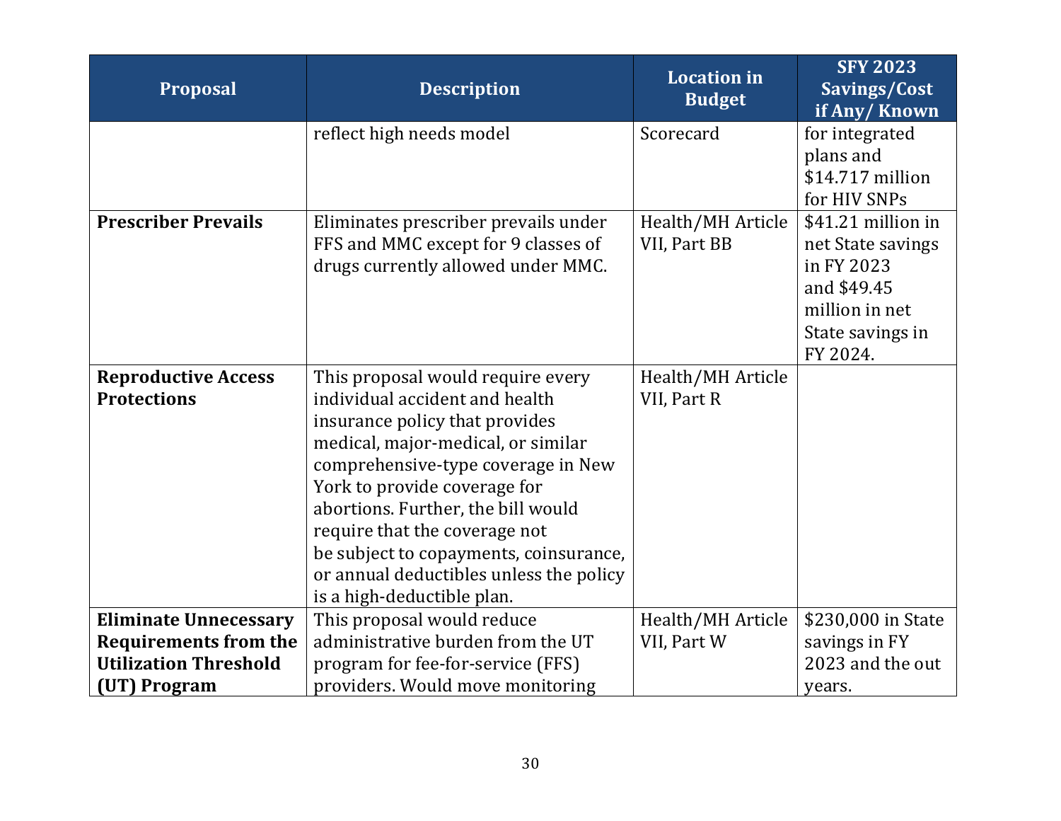| Proposal | Description | Location in Budget | SFY 2023 Savings/Cost if Any/ Known |
|---|---|---|---|
| | reflect high needs model | Scorecard | for integrated plans and $14.717 million for HIV SNPs |
| **Prescriber Prevails** | Eliminates prescriber prevails under FFS and MMC except for 9 classes of drugs currently allowed under MMC. | Health/MH Article VII, Part BB | $41.21 million in net State savings in FY 2023 and $49.45 million in net State savings in FY 2024. |
| **Reproductive Access Protections** | This proposal would require every individual accident and health insurance policy that provides medical, major-medical, or similar comprehensive-type coverage in New York to provide coverage for abortions. Further, the bill would require that the coverage not be subject to copayments, coinsurance, or annual deductibles unless the policy is a high-deductible plan. | Health/MH Article VII, Part R | |
| **Eliminate Unnecessary Requirements from the Utilization Threshold (UT) Program** | This proposal would reduce administrative burden from the UT program for fee-for-service (FFS) providers. Would move monitoring | Health/MH Article VII, Part W | $230,000 in State savings in FY 2023 and the out years. |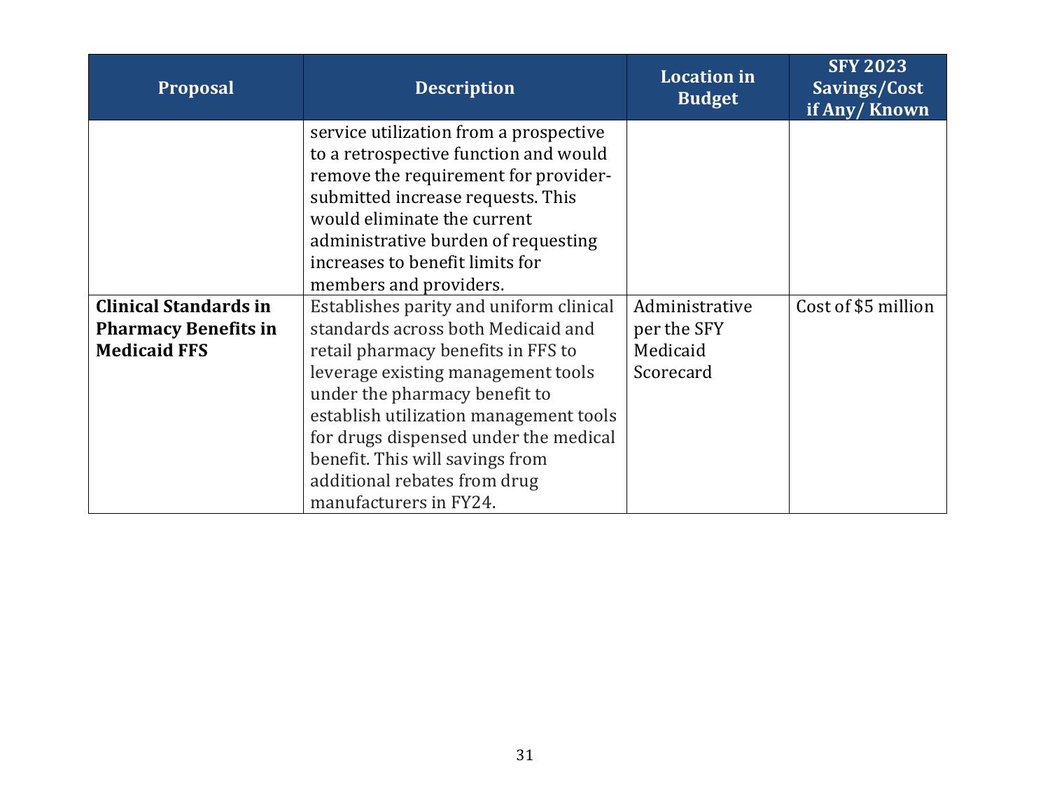| Proposal | Description | Location in Budget | SFY 2023 Savings/Cost if Any/ Known |
|---|---|---|---|
| | service utilization from a prospective to a retrospective function and would remove the requirement for provider-submitted increase requests. This would eliminate the current administrative burden of requesting increases to benefit limits for members and providers. | | |
| **Clinical Standards in Pharmacy Benefits in Medicaid FFS** | Establishes parity and uniform clinical standards across both Medicaid and retail pharmacy benefits in FFS to leverage existing management tools under the pharmacy benefit to establish utilization management tools for drugs dispensed under the medical benefit. This will savings from additional rebates from drug manufacturers in FY24. | Administrative per the SFY Medicaid Scorecard | Cost of $5 million |